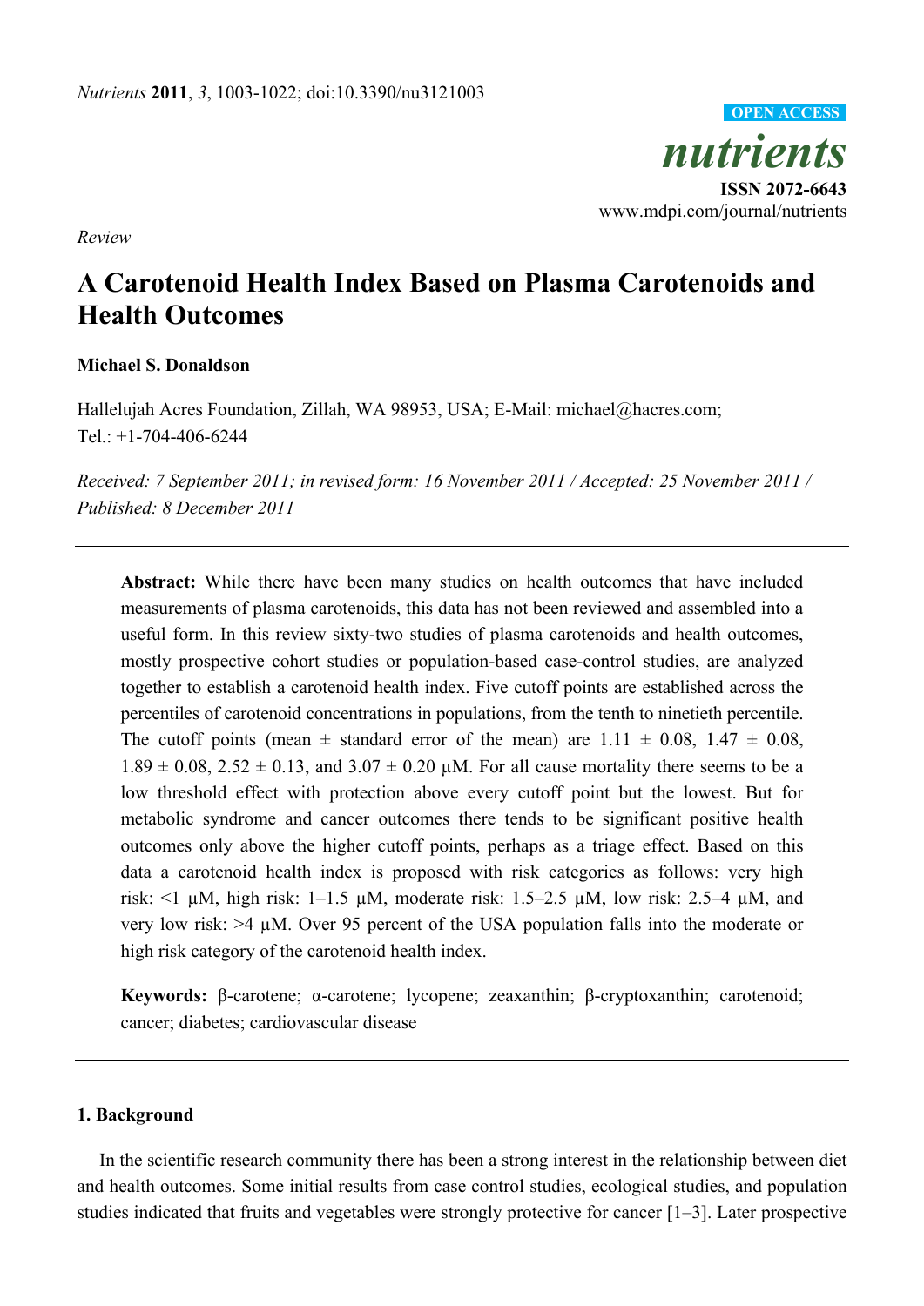*Nutrients* **2011**, *3*, 1003-1022; doi:10.3390/nu3121003

OPEN ACCESS

***nutrients***

**ISSN 2072-6643**

www.mdpi.com/journal/nutrients

*Review*

# A Carotenoid Health Index Based on Plasma Carotenoids and Health Outcomes

**Michael S. Donaldson**

Hallelujah Acres Foundation, Zillah, WA 98953, USA; E-Mail: michael@hacres.com; Tel.: +1-704-406-6244

*Received: 7 September 2011; in revised form: 16 November 2011 / Accepted: 25 November 2011 / Published: 8 December 2011*

---

**Abstract:** While there have been many studies on health outcomes that have included measurements of plasma carotenoids, this data has not been reviewed and assembled into a useful form. In this review sixty-two studies of plasma carotenoids and health outcomes, mostly prospective cohort studies or population-based case-control studies, are analyzed together to establish a carotenoid health index. Five cutoff points are established across the percentiles of carotenoid concentrations in populations, from the tenth to ninetieth percentile. The cutoff points (mean ± standard error of the mean) are 1.11 ± 0.08, 1.47 ± 0.08, 1.89 ± 0.08, 2.52 ± 0.13, and 3.07 ± 0.20 µM. For all cause mortality there seems to be a low threshold effect with protection above every cutoff point but the lowest. But for metabolic syndrome and cancer outcomes there tends to be significant positive health outcomes only above the higher cutoff points, perhaps as a triage effect. Based on this data a carotenoid health index is proposed with risk categories as follows: very high risk: <1 µM, high risk: 1–1.5 µM, moderate risk: 1.5–2.5 µM, low risk: 2.5–4 µM, and very low risk: >4 µM. Over 95 percent of the USA population falls into the moderate or high risk category of the carotenoid health index.

**Keywords:** β-carotene; α-carotene; lycopene; zeaxanthin; β-cryptoxanthin; carotenoid; cancer; diabetes; cardiovascular disease

---

## 1. Background

In the scientific research community there has been a strong interest in the relationship between diet and health outcomes. Some initial results from case control studies, ecological studies, and population studies indicated that fruits and vegetables were strongly protective for cancer [1–3]. Later prospective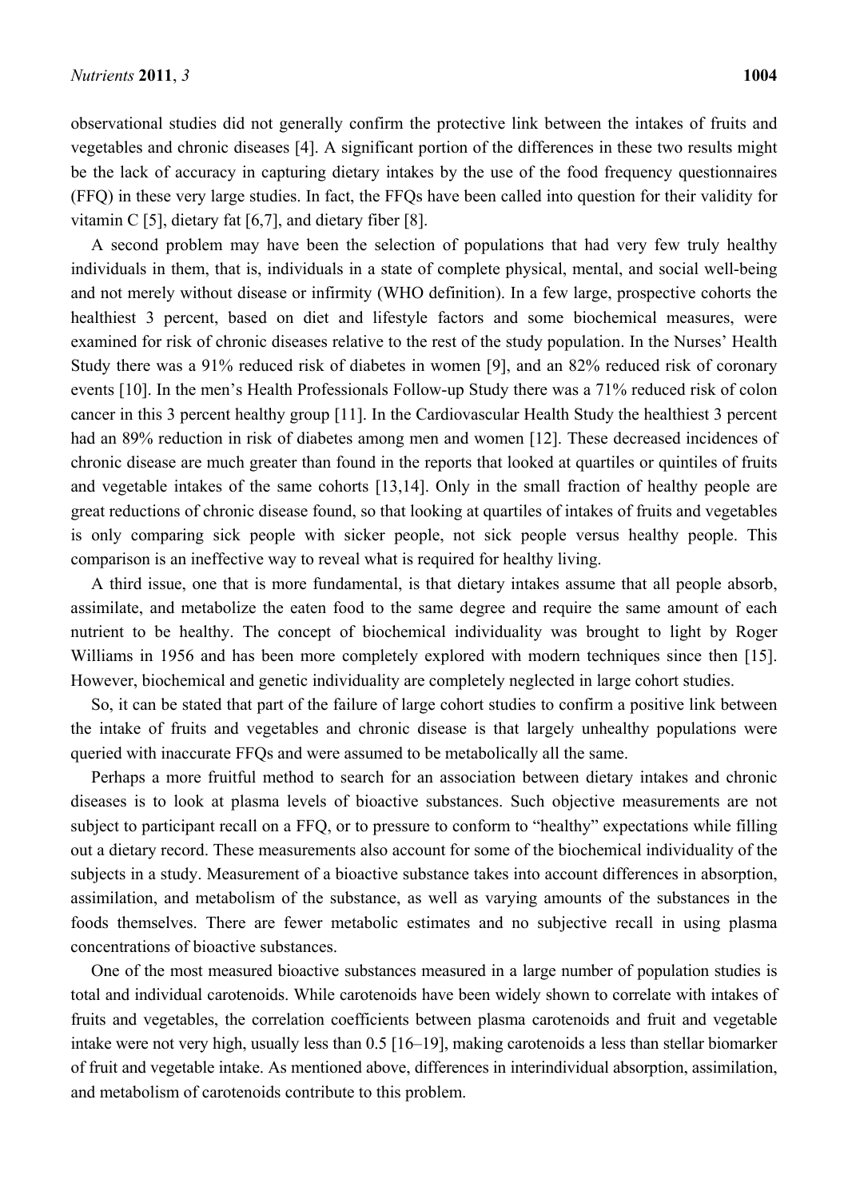observational studies did not generally confirm the protective link between the intakes of fruits and vegetables and chronic diseases [4]. A significant portion of the differences in these two results might be the lack of accuracy in capturing dietary intakes by the use of the food frequency questionnaires (FFQ) in these very large studies. In fact, the FFQs have been called into question for their validity for vitamin C [5], dietary fat [6,7], and dietary fiber [8].

A second problem may have been the selection of populations that had very few truly healthy individuals in them, that is, individuals in a state of complete physical, mental, and social well-being and not merely without disease or infirmity (WHO definition). In a few large, prospective cohorts the healthiest 3 percent, based on diet and lifestyle factors and some biochemical measures, were examined for risk of chronic diseases relative to the rest of the study population. In the Nurses' Health Study there was a 91% reduced risk of diabetes in women [9], and an 82% reduced risk of coronary events [10]. In the men's Health Professionals Follow-up Study there was a 71% reduced risk of colon cancer in this 3 percent healthy group [11]. In the Cardiovascular Health Study the healthiest 3 percent had an 89% reduction in risk of diabetes among men and women [12]. These decreased incidences of chronic disease are much greater than found in the reports that looked at quartiles or quintiles of fruits and vegetable intakes of the same cohorts [13,14]. Only in the small fraction of healthy people are great reductions of chronic disease found, so that looking at quartiles of intakes of fruits and vegetables is only comparing sick people with sicker people, not sick people versus healthy people. This comparison is an ineffective way to reveal what is required for healthy living.

A third issue, one that is more fundamental, is that dietary intakes assume that all people absorb, assimilate, and metabolize the eaten food to the same degree and require the same amount of each nutrient to be healthy. The concept of biochemical individuality was brought to light by Roger Williams in 1956 and has been more completely explored with modern techniques since then [15]. However, biochemical and genetic individuality are completely neglected in large cohort studies.

So, it can be stated that part of the failure of large cohort studies to confirm a positive link between the intake of fruits and vegetables and chronic disease is that largely unhealthy populations were queried with inaccurate FFQs and were assumed to be metabolically all the same.

Perhaps a more fruitful method to search for an association between dietary intakes and chronic diseases is to look at plasma levels of bioactive substances. Such objective measurements are not subject to participant recall on a FFQ, or to pressure to conform to "healthy" expectations while filling out a dietary record. These measurements also account for some of the biochemical individuality of the subjects in a study. Measurement of a bioactive substance takes into account differences in absorption, assimilation, and metabolism of the substance, as well as varying amounts of the substances in the foods themselves. There are fewer metabolic estimates and no subjective recall in using plasma concentrations of bioactive substances.

One of the most measured bioactive substances measured in a large number of population studies is total and individual carotenoids. While carotenoids have been widely shown to correlate with intakes of fruits and vegetables, the correlation coefficients between plasma carotenoids and fruit and vegetable intake were not very high, usually less than 0.5 [16–19], making carotenoids a less than stellar biomarker of fruit and vegetable intake. As mentioned above, differences in interindividual absorption, assimilation, and metabolism of carotenoids contribute to this problem.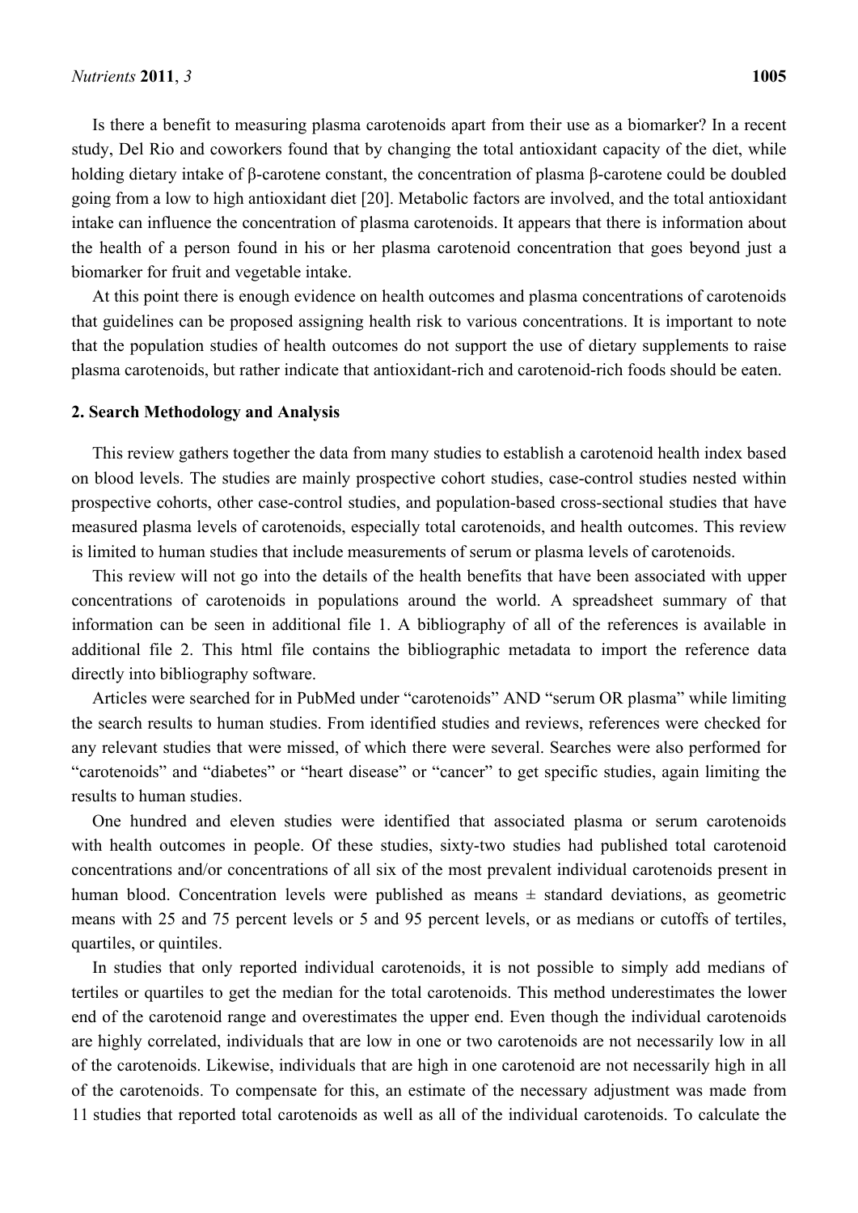Is there a benefit to measuring plasma carotenoids apart from their use as a biomarker? In a recent study, Del Rio and coworkers found that by changing the total antioxidant capacity of the diet, while holding dietary intake of β-carotene constant, the concentration of plasma β-carotene could be doubled going from a low to high antioxidant diet [20]. Metabolic factors are involved, and the total antioxidant intake can influence the concentration of plasma carotenoids. It appears that there is information about the health of a person found in his or her plasma carotenoid concentration that goes beyond just a biomarker for fruit and vegetable intake.

At this point there is enough evidence on health outcomes and plasma concentrations of carotenoids that guidelines can be proposed assigning health risk to various concentrations. It is important to note that the population studies of health outcomes do not support the use of dietary supplements to raise plasma carotenoids, but rather indicate that antioxidant-rich and carotenoid-rich foods should be eaten.

## 2. Search Methodology and Analysis

This review gathers together the data from many studies to establish a carotenoid health index based on blood levels. The studies are mainly prospective cohort studies, case-control studies nested within prospective cohorts, other case-control studies, and population-based cross-sectional studies that have measured plasma levels of carotenoids, especially total carotenoids, and health outcomes. This review is limited to human studies that include measurements of serum or plasma levels of carotenoids.

This review will not go into the details of the health benefits that have been associated with upper concentrations of carotenoids in populations around the world. A spreadsheet summary of that information can be seen in additional file 1. A bibliography of all of the references is available in additional file 2. This html file contains the bibliographic metadata to import the reference data directly into bibliography software.

Articles were searched for in PubMed under "carotenoids" AND "serum OR plasma" while limiting the search results to human studies. From identified studies and reviews, references were checked for any relevant studies that were missed, of which there were several. Searches were also performed for "carotenoids" and "diabetes" or "heart disease" or "cancer" to get specific studies, again limiting the results to human studies.

One hundred and eleven studies were identified that associated plasma or serum carotenoids with health outcomes in people. Of these studies, sixty-two studies had published total carotenoid concentrations and/or concentrations of all six of the most prevalent individual carotenoids present in human blood. Concentration levels were published as means ± standard deviations, as geometric means with 25 and 75 percent levels or 5 and 95 percent levels, or as medians or cutoffs of tertiles, quartiles, or quintiles.

In studies that only reported individual carotenoids, it is not possible to simply add medians of tertiles or quartiles to get the median for the total carotenoids. This method underestimates the lower end of the carotenoid range and overestimates the upper end. Even though the individual carotenoids are highly correlated, individuals that are low in one or two carotenoids are not necessarily low in all of the carotenoids. Likewise, individuals that are high in one carotenoid are not necessarily high in all of the carotenoids. To compensate for this, an estimate of the necessary adjustment was made from 11 studies that reported total carotenoids as well as all of the individual carotenoids. To calculate the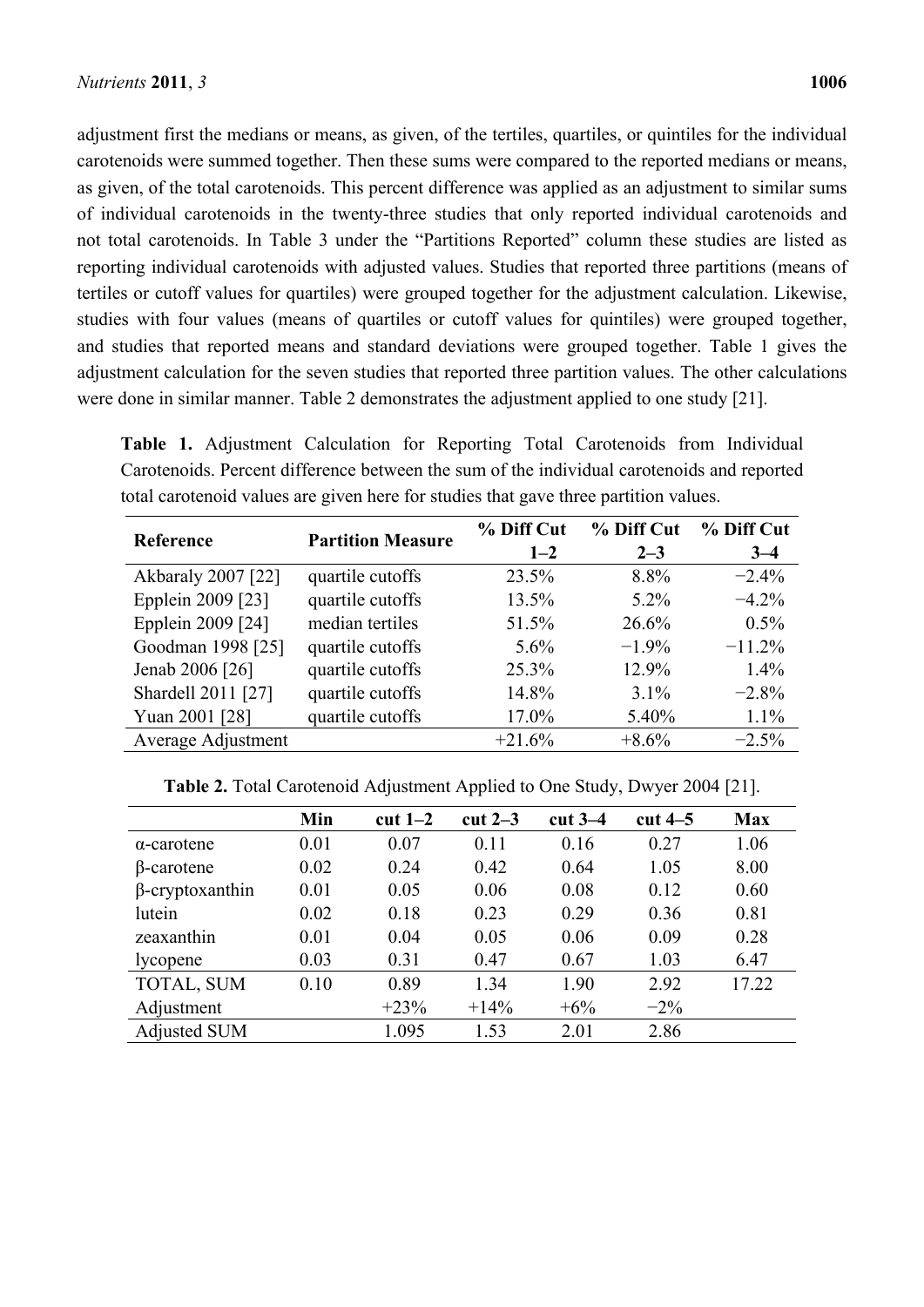adjustment first the medians or means, as given, of the tertiles, quartiles, or quintiles for the individual carotenoids were summed together. Then these sums were compared to the reported medians or means, as given, of the total carotenoids. This percent difference was applied as an adjustment to similar sums of individual carotenoids in the twenty-three studies that only reported individual carotenoids and not total carotenoids. In Table 3 under the "Partitions Reported" column these studies are listed as reporting individual carotenoids with adjusted values. Studies that reported three partitions (means of tertiles or cutoff values for quartiles) were grouped together for the adjustment calculation. Likewise, studies with four values (means of quartiles or cutoff values for quintiles) were grouped together, and studies that reported means and standard deviations were grouped together. Table 1 gives the adjustment calculation for the seven studies that reported three partition values. The other calculations were done in similar manner. Table 2 demonstrates the adjustment applied to one study [21].

**Table 1.** Adjustment Calculation for Reporting Total Carotenoids from Individual Carotenoids. Percent difference between the sum of the individual carotenoids and reported total carotenoid values are given here for studies that gave three partition values.

| Reference | Partition Measure | % Diff Cut 1–2 | % Diff Cut 2–3 | % Diff Cut 3–4 |
|---|---|---|---|---|
| Akbaraly 2007 [22] | quartile cutoffs | 23.5% | 8.8% | −2.4% |
| Epplein 2009 [23] | quartile cutoffs | 13.5% | 5.2% | −4.2% |
| Epplein 2009 [24] | median tertiles | 51.5% | 26.6% | 0.5% |
| Goodman 1998 [25] | quartile cutoffs | 5.6% | −1.9% | −11.2% |
| Jenab 2006 [26] | quartile cutoffs | 25.3% | 12.9% | 1.4% |
| Shardell 2011 [27] | quartile cutoffs | 14.8% | 3.1% | −2.8% |
| Yuan 2001 [28] | quartile cutoffs | 17.0% | 5.40% | 1.1% |
| Average Adjustment | | +21.6% | +8.6% | −2.5% |

**Table 2.** Total Carotenoid Adjustment Applied to One Study, Dwyer 2004 [21].

| | Min | cut 1–2 | cut 2–3 | cut 3–4 | cut 4–5 | Max |
|---|---|---|---|---|---|---|
| α-carotene | 0.01 | 0.07 | 0.11 | 0.16 | 0.27 | 1.06 |
| β-carotene | 0.02 | 0.24 | 0.42 | 0.64 | 1.05 | 8.00 |
| β-cryptoxanthin | 0.01 | 0.05 | 0.06 | 0.08 | 0.12 | 0.60 |
| lutein | 0.02 | 0.18 | 0.23 | 0.29 | 0.36 | 0.81 |
| zeaxanthin | 0.01 | 0.04 | 0.05 | 0.06 | 0.09 | 0.28 |
| lycopene | 0.03 | 0.31 | 0.47 | 0.67 | 1.03 | 6.47 |
| TOTAL, SUM | 0.10 | 0.89 | 1.34 | 1.90 | 2.92 | 17.22 |
| Adjustment | | +23% | +14% | +6% | −2% | |
| Adjusted SUM | | 1.095 | 1.53 | 2.01 | 2.86 | |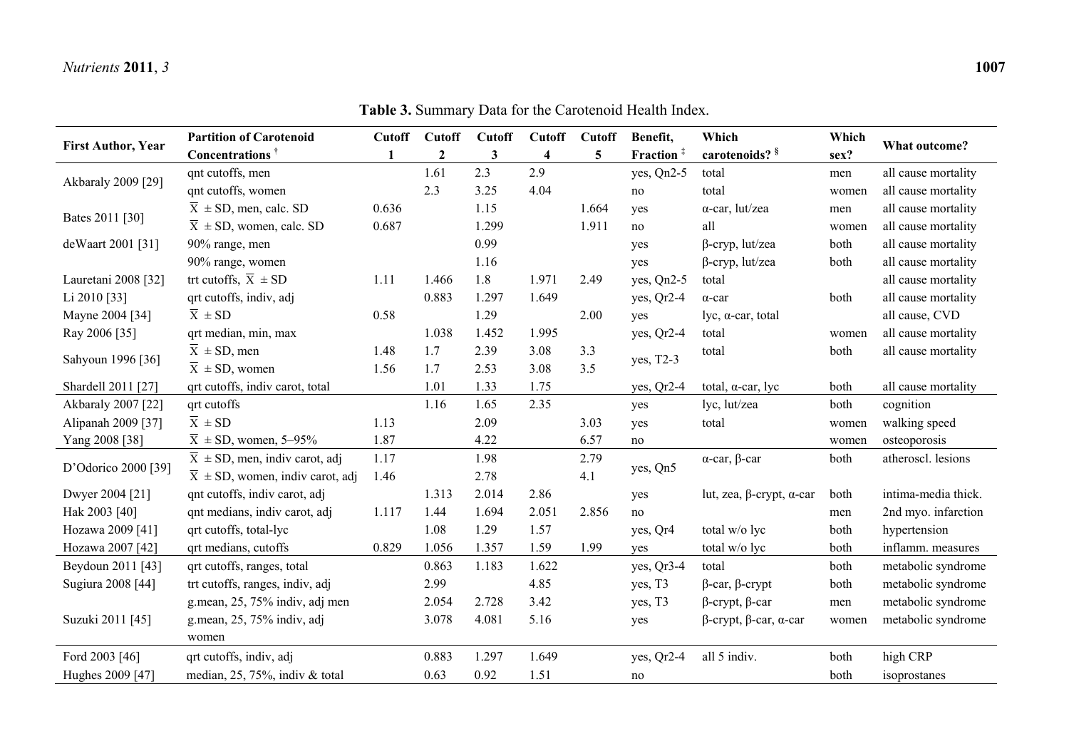**Table 3.** Summary Data for the Carotenoid Health Index.

| First Author, Year | Partition of Carotenoid Concentrations [†] | Cutoff 1 | Cutoff 2 | Cutoff 3 | Cutoff 4 | Cutoff 5 | Benefit, Fraction [‡] | Which carotenoids? [§] | Which sex? | What outcome? |
|---|---|---|---|---|---|---|---|---|---|---|
| Akbaraly 2009 [29] | qnt cutoffs, men | | 1.61 | 2.3 | 2.9 | | yes, Qn2-5 | total | men | all cause mortality |
| | qnt cutoffs, women | | 2.3 | 3.25 | 4.04 | | no | total | women | all cause mortality |
| Bates 2011 [30] | $\overline{X}$ ± SD, men, calc. SD | 0.636 | | 1.15 | | 1.664 | yes | α-car, lut/zea | men | all cause mortality |
| | $\overline{X}$ ± SD, women, calc. SD | 0.687 | | 1.299 | | 1.911 | no | all | women | all cause mortality |
| deWaart 2001 [31] | 90% range, men | | | 0.99 | | | yes | β-cryp, lut/zea | both | all cause mortality |
| | 90% range, women | | | 1.16 | | | yes | β-cryp, lut/zea | both | all cause mortality |
| Lauretani 2008 [32] | trt cutoffs, $\overline{X}$ ± SD | 1.11 | 1.466 | 1.8 | 1.971 | 2.49 | yes, Qn2-5 | total | | all cause mortality |
| Li 2010 [33] | qrt cutoffs, indiv, adj | | 0.883 | 1.297 | 1.649 | | yes, Qr2-4 | α-car | both | all cause mortality |
| Mayne 2004 [34] | $\overline{X}$ ± SD | 0.58 | | 1.29 | | 2.00 | yes | lyc, α-car, total | | all cause, CVD |
| Ray 2006 [35] | qrt median, min, max | | 1.038 | 1.452 | 1.995 | | yes, Qr2-4 | total | women | all cause mortality |
| Sahyoun 1996 [36] | $\overline{X}$ ± SD, men | 1.48 | 1.7 | 2.39 | 3.08 | 3.3 | yes, T2-3 | total | both | all cause mortality |
| | $\overline{X}$ ± SD, women | 1.56 | 1.7 | 2.53 | 3.08 | 3.5 | | | | |
| Shardell 2011 [27] | qrt cutoffs, indiv carot, total | | 1.01 | 1.33 | 1.75 | | yes, Qr2-4 | total, α-car, lyc | both | all cause mortality |
| Akbaraly 2007 [22] | qrt cutoffs | | 1.16 | 1.65 | 2.35 | | yes | lyc, lut/zea | both | cognition |
| Alipanah 2009 [37] | $\overline{X}$ ± SD | 1.13 | | 2.09 | | 3.03 | yes | total | women | walking speed |
| Yang 2008 [38] | $\overline{X}$ ± SD, women, 5–95% | 1.87 | | 4.22 | | 6.57 | no | | women | osteoporosis |
| D'Odorico 2000 [39] | $\overline{X}$ ± SD, men, indiv carot, adj | 1.17 | | 1.98 | | 2.79 | yes, Qn5 | α-car, β-car | both | atheroscl. lesions |
| | $\overline{X}$ ± SD, women, indiv carot, adj | 1.46 | | 2.78 | | 4.1 | | | | |
| Dwyer 2004 [21] | qnt cutoffs, indiv carot, adj | | 1.313 | 2.014 | 2.86 | | yes | lut, zea, β-crypt, α-car | both | intima-media thick. |
| Hak 2003 [40] | qnt medians, indiv carot, adj | 1.117 | 1.44 | 1.694 | 2.051 | 2.856 | no | | men | 2nd myo. infarction |
| Hozawa 2009 [41] | qrt cutoffs, total-lyc | | 1.08 | 1.29 | 1.57 | | yes, Qr4 | total w/o lyc | both | hypertension |
| Hozawa 2007 [42] | qrt medians, cutoffs | 0.829 | 1.056 | 1.357 | 1.59 | 1.99 | yes | total w/o lyc | both | inflamm. measures |
| Beydoun 2011 [43] | qrt cutoffs, ranges, total | | 0.863 | 1.183 | 1.622 | | yes, Qr3-4 | total | both | metabolic syndrome |
| Sugiura 2008 [44] | trt cutoffs, ranges, indiv, adj | | 2.99 | | 4.85 | | yes, T3 | β-car, β-crypt | both | metabolic syndrome |
| Suzuki 2011 [45] | g.mean, 25, 75% indiv, adj men | | 2.054 | 2.728 | 3.42 | | yes, T3 | β-crypt, β-car | men | metabolic syndrome |
| | g.mean, 25, 75% indiv, adj women | | 3.078 | 4.081 | 5.16 | | yes | β-crypt, β-car, α-car | women | metabolic syndrome |
| Ford 2003 [46] | qrt cutoffs, indiv, adj | | 0.883 | 1.297 | 1.649 | | yes, Qr2-4 | all 5 indiv. | both | high CRP |
| Hughes 2009 [47] | median, 25, 75%, indiv & total | | 0.63 | 0.92 | 1.51 | | no | | both | isoprostanes |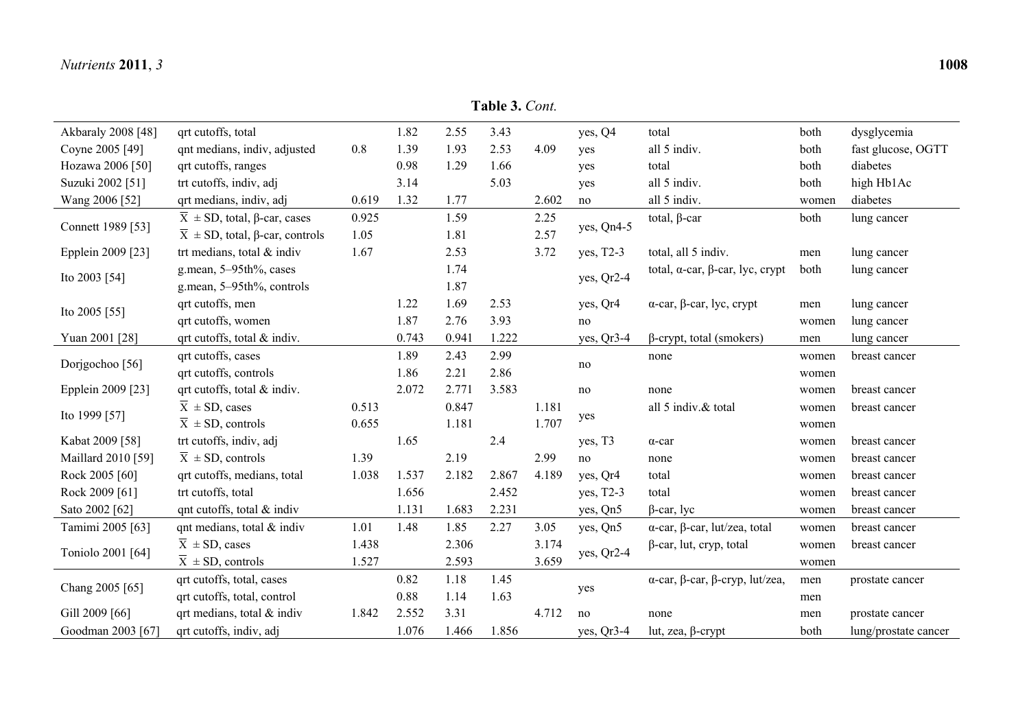**Table 3.** *Cont.*

| | | | | | | | | | | |
|---|---|---|---|---|---|---|---|---|---|---|
| Akbaraly 2008 [48] | qrt cutoffs, total | | 1.82 | 2.55 | 3.43 | | yes, Q4 | total | both | dysglycemia |
| Coyne 2005 [49] | qnt medians, indiv, adjusted | 0.8 | 1.39 | 1.93 | 2.53 | 4.09 | yes | all 5 indiv. | both | fast glucose, OGTT |
| Hozawa 2006 [50] | qrt cutoffs, ranges | | 0.98 | 1.29 | 1.66 | | yes | total | both | diabetes |
| Suzuki 2002 [51] | trt cutoffs, indiv, adj | | 3.14 | | 5.03 | | yes | all 5 indiv. | both | high Hb1Ac |
| Wang 2006 [52] | qrt medians, indiv, adj | 0.619 | 1.32 | 1.77 | | 2.602 | no | all 5 indiv. | women | diabetes |
| Connett 1989 [53] | $\overline{X}$ ± SD, total, β-car, cases | 0.925 | | 1.59 | | 2.25 | yes, Qn4-5 | total, β-car | both | lung cancer |
| | $\overline{X}$ ± SD, total, β-car, controls | 1.05 | | 1.81 | | 2.57 | | | | |
| Epplein 2009 [23] | trt medians, total & indiv | 1.67 | | 2.53 | | 3.72 | yes, T2-3 | total, all 5 indiv. | men | lung cancer |
| Ito 2003 [54] | g.mean, 5–95th%, cases | | | 1.74 | | | yes, Qr2-4 | total, α-car, β-car, lyc, crypt | both | lung cancer |
| | g.mean, 5–95th%, controls | | | 1.87 | | | | | | |
| Ito 2005 [55] | qrt cutoffs, men | | 1.22 | 1.69 | 2.53 | | yes, Qr4 | α-car, β-car, lyc, crypt | men | lung cancer |
| | qrt cutoffs, women | | 1.87 | 2.76 | 3.93 | | no | | women | lung cancer |
| Yuan 2001 [28] | qrt cutoffs, total & indiv. | | 0.743 | 0.941 | 1.222 | | yes, Qr3-4 | β-crypt, total (smokers) | men | lung cancer |
| Dorjgochoo [56] | qrt cutoffs, cases | | 1.89 | 2.43 | 2.99 | | no | none | women | breast cancer |
| | qrt cutoffs, controls | | 1.86 | 2.21 | 2.86 | | | | women | |
| Epplein 2009 [23] | qrt cutoffs, total & indiv. | | 2.072 | 2.771 | 3.583 | | no | none | women | breast cancer |
| Ito 1999 [57] | $\overline{X}$ ± SD, cases | 0.513 | | 0.847 | | 1.181 | yes | all 5 indiv.& total | women | breast cancer |
| | $\overline{X}$ ± SD, controls | 0.655 | | 1.181 | | 1.707 | | | women | |
| Kabat 2009 [58] | trt cutoffs, indiv, adj | | 1.65 | | 2.4 | | yes, T3 | α-car | women | breast cancer |
| Maillard 2010 [59] | $\overline{X}$ ± SD, controls | 1.39 | | 2.19 | | 2.99 | no | none | women | breast cancer |
| Rock 2005 [60] | qrt cutoffs, medians, total | 1.038 | 1.537 | 2.182 | 2.867 | 4.189 | yes, Qr4 | total | women | breast cancer |
| Rock 2009 [61] | trt cutoffs, total | | 1.656 | | 2.452 | | yes, T2-3 | total | women | breast cancer |
| Sato 2002 [62] | qnt cutoffs, total & indiv | | 1.131 | 1.683 | 2.231 | | yes, Qn5 | β-car, lyc | women | breast cancer |
| Tamimi 2005 [63] | qnt medians, total & indiv | 1.01 | 1.48 | 1.85 | 2.27 | 3.05 | yes, Qn5 | α-car, β-car, lut/zea, total | women | breast cancer |
| Toniolo 2001 [64] | $\overline{X}$ ± SD, cases | 1.438 | | 2.306 | | 3.174 | yes, Qr2-4 | β-car, lut, cryp, total | women | breast cancer |
| | $\overline{X}$ ± SD, controls | 1.527 | | 2.593 | | 3.659 | | | women | |
| Chang 2005 [65] | qrt cutoffs, total, cases | | 0.82 | 1.18 | 1.45 | | yes | α-car, β-car, β-cryp, lut/zea, | men | prostate cancer |
| | qrt cutoffs, total, control | | 0.88 | 1.14 | 1.63 | | | | men | |
| Gill 2009 [66] | qrt medians, total & indiv | 1.842 | 2.552 | 3.31 | | 4.712 | no | none | men | prostate cancer |
| Goodman 2003 [67] | qrt cutoffs, indiv, adj | | 1.076 | 1.466 | 1.856 | | yes, Qr3-4 | lut, zea, β-crypt | both | lung/prostate cancer |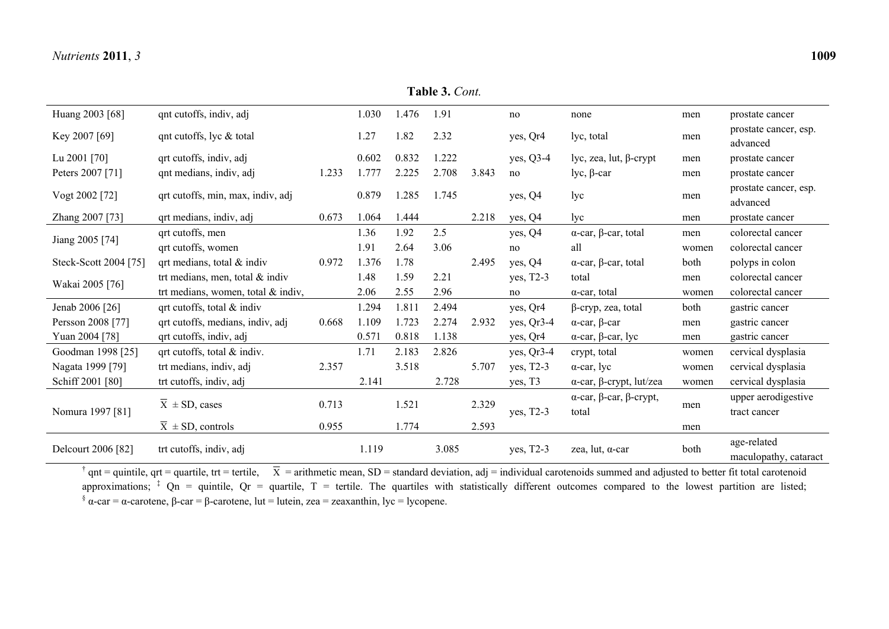**Table 3.** *Cont.*

| | | | | | | | | | | |
|---|---|---|---|---|---|---|---|---|---|---|
| Huang 2003 [68] | qnt cutoffs, indiv, adj | | 1.030 | 1.476 | 1.91 | | no | none | men | prostate cancer |
| Key 2007 [69] | qnt cutoffs, lyc & total | | 1.27 | 1.82 | 2.32 | | yes, Qr4 | lyc, total | men | prostate cancer, esp. advanced |
| Lu 2001 [70] | qrt cutoffs, indiv, adj | | 0.602 | 0.832 | 1.222 | | yes, Q3-4 | lyc, zea, lut, β-crypt | men | prostate cancer |
| Peters 2007 [71] | qnt medians, indiv, adj | 1.233 | 1.777 | 2.225 | 2.708 | 3.843 | no | lyc, β-car | men | prostate cancer |
| Vogt 2002 [72] | qrt cutoffs, min, max, indiv, adj | | 0.879 | 1.285 | 1.745 | | yes, Q4 | lyc | men | prostate cancer, esp. advanced |
| Zhang 2007 [73] | qrt medians, indiv, adj | 0.673 | 1.064 | 1.444 | | 2.218 | yes, Q4 | lyc | men | prostate cancer |
| Jiang 2005 [74] | qrt cutoffs, men | | 1.36 | 1.92 | 2.5 | | yes, Q4 | α-car, β-car, total | men | colorectal cancer |
| | qrt cutoffs, women | | 1.91 | 2.64 | 3.06 | | no | all | women | colorectal cancer |
| Steck-Scott 2004 [75] | qrt medians, total & indiv | 0.972 | 1.376 | 1.78 | | 2.495 | yes, Q4 | α-car, β-car, total | both | polyps in colon |
| Wakai 2005 [76] | trt medians, men, total & indiv | | 1.48 | 1.59 | 2.21 | | yes, T2-3 | total | men | colorectal cancer |
| | trt medians, women, total & indiv, | | 2.06 | 2.55 | 2.96 | | no | α-car, total | women | colorectal cancer |
| Jenab 2006 [26] | qrt cutoffs, total & indiv | | 1.294 | 1.811 | 2.494 | | yes, Qr4 | β-cryp, zea, total | both | gastric cancer |
| Persson 2008 [77] | qrt cutoffs, medians, indiv, adj | 0.668 | 1.109 | 1.723 | 2.274 | 2.932 | yes, Qr3-4 | α-car, β-car | men | gastric cancer |
| Yuan 2004 [78] | qrt cutoffs, indiv, adj | | 0.571 | 0.818 | 1.138 | | yes, Qr4 | α-car, β-car, lyc | men | gastric cancer |
| Goodman 1998 [25] | qrt cutoffs, total & indiv. | | 1.71 | 2.183 | 2.826 | | yes, Qr3-4 | crypt, total | women | cervical dysplasia |
| Nagata 1999 [79] | trt medians, indiv, adj | 2.357 | | 3.518 | | 5.707 | yes, T2-3 | α-car, lyc | women | cervical dysplasia |
| Schiff 2001 [80] | trt cutoffs, indiv, adj | | 2.141 | | 2.728 | | yes, T3 | α-car, β-crypt, lut/zea | women | cervical dysplasia |
| Nomura 1997 [81] | $\overline{X}$ ± SD, cases | 0.713 | | 1.521 | | 2.329 | yes, T2-3 | α-car, β-car, β-crypt, total | men | upper aerodigestive tract cancer |
| | $\overline{X}$ ± SD, controls | 0.955 | | 1.774 | | 2.593 | | | men | |
| Delcourt 2006 [82] | trt cutoffs, indiv, adj | | 1.119 | | 3.085 | | yes, T2-3 | zea, lut, α-car | both | age-related maculopathy, cataract |

† qnt = quintile, qrt = quartile, trt = tertile, $\overline{X}$ = arithmetic mean, SD = standard deviation, adj = individual carotenoids summed and adjusted to better fit total carotenoid approximations; ‡ Qn = quintile, Qr = quartile, T = tertile. The quartiles with statistically different outcomes compared to the lowest partition are listed; § α-car = α-carotene, β-car = β-carotene, lut = lutein, zea = zeaxanthin, lyc = lycopene.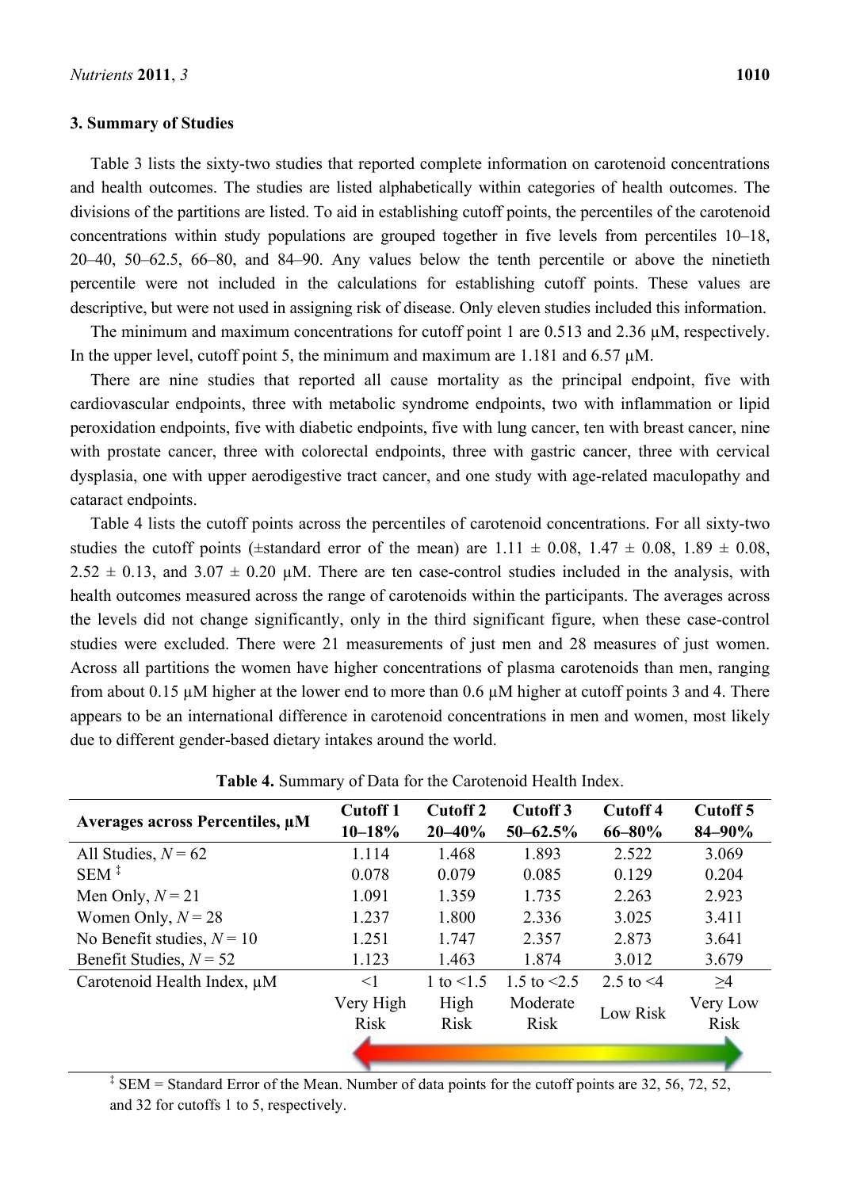## 3. Summary of Studies

Table 3 lists the sixty-two studies that reported complete information on carotenoid concentrations and health outcomes. The studies are listed alphabetically within categories of health outcomes. The divisions of the partitions are listed. To aid in establishing cutoff points, the percentiles of the carotenoid concentrations within study populations are grouped together in five levels from percentiles 10–18, 20–40, 50–62.5, 66–80, and 84–90. Any values below the tenth percentile or above the ninetieth percentile were not included in the calculations for establishing cutoff points. These values are descriptive, but were not used in assigning risk of disease. Only eleven studies included this information.

The minimum and maximum concentrations for cutoff point 1 are 0.513 and 2.36 µM, respectively. In the upper level, cutoff point 5, the minimum and maximum are 1.181 and 6.57 µM.

There are nine studies that reported all cause mortality as the principal endpoint, five with cardiovascular endpoints, three with metabolic syndrome endpoints, two with inflammation or lipid peroxidation endpoints, five with diabetic endpoints, five with lung cancer, ten with breast cancer, nine with prostate cancer, three with colorectal endpoints, three with gastric cancer, three with cervical dysplasia, one with upper aerodigestive tract cancer, and one study with age-related maculopathy and cataract endpoints.

Table 4 lists the cutoff points across the percentiles of carotenoid concentrations. For all sixty-two studies the cutoff points (±standard error of the mean) are 1.11 ± 0.08, 1.47 ± 0.08, 1.89 ± 0.08, 2.52 ± 0.13, and 3.07 ± 0.20 µM. There are ten case-control studies included in the analysis, with health outcomes measured across the range of carotenoids within the participants. The averages across the levels did not change significantly, only in the third significant figure, when these case-control studies were excluded. There were 21 measurements of just men and 28 measures of just women. Across all partitions the women have higher concentrations of plasma carotenoids than men, ranging from about 0.15 µM higher at the lower end to more than 0.6 µM higher at cutoff points 3 and 4. There appears to be an international difference in carotenoid concentrations in men and women, most likely due to different gender-based dietary intakes around the world.

**Table 4.** Summary of Data for the Carotenoid Health Index.

| Averages across Percentiles, µM | Cutoff 1 10–18% | Cutoff 2 20–40% | Cutoff 3 50–62.5% | Cutoff 4 66–80% | Cutoff 5 84–90% |
|---|---|---|---|---|---|
| All Studies, $N = 62$ | 1.114 | 1.468 | 1.893 | 2.522 | 3.069 |
| SEM [‡] | 0.078 | 0.079 | 0.085 | 0.129 | 0.204 |
| Men Only, $N = 21$ | 1.091 | 1.359 | 1.735 | 2.263 | 2.923 |
| Women Only, $N = 28$ | 1.237 | 1.800 | 2.336 | 3.025 | 3.411 |
| No Benefit studies, $N = 10$ | 1.251 | 1.747 | 2.357 | 2.873 | 3.641 |
| Benefit Studies, $N = 52$ | 1.123 | 1.463 | 1.874 | 3.012 | 3.679 |
| Carotenoid Health Index, µM | <1 | 1 to <1.5 | 1.5 to <2.5 | 2.5 to <4 | ≥4 |
| | Very High Risk | High Risk | Moderate Risk | Low Risk | Very Low Risk |

[‡] SEM = Standard Error of the Mean. Number of data points for the cutoff points are 32, 56, 72, 52, and 32 for cutoffs 1 to 5, respectively.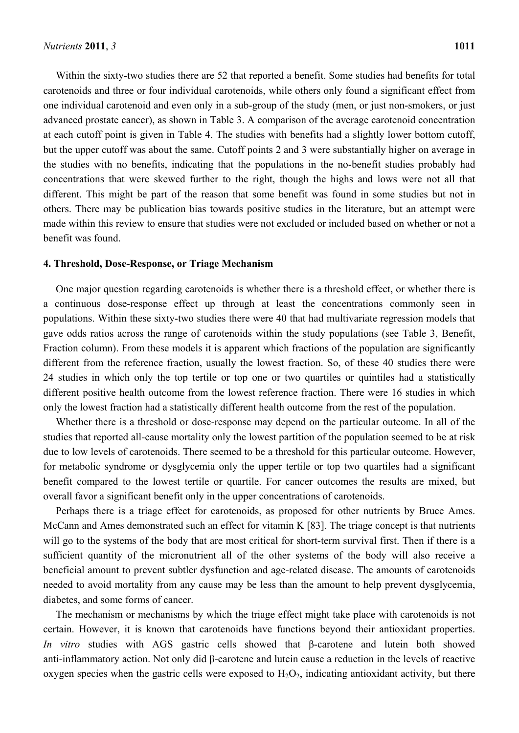Within the sixty-two studies there are 52 that reported a benefit. Some studies had benefits for total carotenoids and three or four individual carotenoids, while others only found a significant effect from one individual carotenoid and even only in a sub-group of the study (men, or just non-smokers, or just advanced prostate cancer), as shown in Table 3. A comparison of the average carotenoid concentration at each cutoff point is given in Table 4. The studies with benefits had a slightly lower bottom cutoff, but the upper cutoff was about the same. Cutoff points 2 and 3 were substantially higher on average in the studies with no benefits, indicating that the populations in the no-benefit studies probably had concentrations that were skewed further to the right, though the highs and lows were not all that different. This might be part of the reason that some benefit was found in some studies but not in others. There may be publication bias towards positive studies in the literature, but an attempt were made within this review to ensure that studies were not excluded or included based on whether or not a benefit was found.

## 4. Threshold, Dose-Response, or Triage Mechanism

One major question regarding carotenoids is whether there is a threshold effect, or whether there is a continuous dose-response effect up through at least the concentrations commonly seen in populations. Within these sixty-two studies there were 40 that had multivariate regression models that gave odds ratios across the range of carotenoids within the study populations (see Table 3, Benefit, Fraction column). From these models it is apparent which fractions of the population are significantly different from the reference fraction, usually the lowest fraction. So, of these 40 studies there were 24 studies in which only the top tertile or top one or two quartiles or quintiles had a statistically different positive health outcome from the lowest reference fraction. There were 16 studies in which only the lowest fraction had a statistically different health outcome from the rest of the population.

Whether there is a threshold or dose-response may depend on the particular outcome. In all of the studies that reported all-cause mortality only the lowest partition of the population seemed to be at risk due to low levels of carotenoids. There seemed to be a threshold for this particular outcome. However, for metabolic syndrome or dysglycemia only the upper tertile or top two quartiles had a significant benefit compared to the lowest tertile or quartile. For cancer outcomes the results are mixed, but overall favor a significant benefit only in the upper concentrations of carotenoids.

Perhaps there is a triage effect for carotenoids, as proposed for other nutrients by Bruce Ames. McCann and Ames demonstrated such an effect for vitamin K [83]. The triage concept is that nutrients will go to the systems of the body that are most critical for short-term survival first. Then if there is a sufficient quantity of the micronutrient all of the other systems of the body will also receive a beneficial amount to prevent subtler dysfunction and age-related disease. The amounts of carotenoids needed to avoid mortality from any cause may be less than the amount to help prevent dysglycemia, diabetes, and some forms of cancer.

The mechanism or mechanisms by which the triage effect might take place with carotenoids is not certain. However, it is known that carotenoids have functions beyond their antioxidant properties. *In vitro* studies with AGS gastric cells showed that β-carotene and lutein both showed anti-inflammatory action. Not only did β-carotene and lutein cause a reduction in the levels of reactive oxygen species when the gastric cells were exposed to $H_2O_2$, indicating antioxidant activity, but there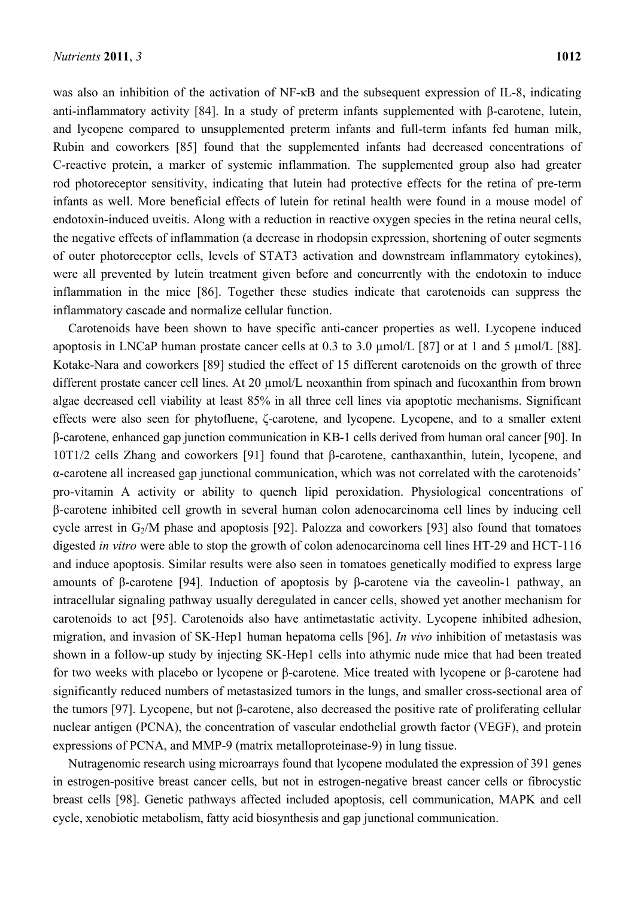was also an inhibition of the activation of NF-κB and the subsequent expression of IL-8, indicating anti-inflammatory activity [84]. In a study of preterm infants supplemented with β-carotene, lutein, and lycopene compared to unsupplemented preterm infants and full-term infants fed human milk, Rubin and coworkers [85] found that the supplemented infants had decreased concentrations of C-reactive protein, a marker of systemic inflammation. The supplemented group also had greater rod photoreceptor sensitivity, indicating that lutein had protective effects for the retina of pre-term infants as well. More beneficial effects of lutein for retinal health were found in a mouse model of endotoxin-induced uveitis. Along with a reduction in reactive oxygen species in the retina neural cells, the negative effects of inflammation (a decrease in rhodopsin expression, shortening of outer segments of outer photoreceptor cells, levels of STAT3 activation and downstream inflammatory cytokines), were all prevented by lutein treatment given before and concurrently with the endotoxin to induce inflammation in the mice [86]. Together these studies indicate that carotenoids can suppress the inflammatory cascade and normalize cellular function.

Carotenoids have been shown to have specific anti-cancer properties as well. Lycopene induced apoptosis in LNCaP human prostate cancer cells at 0.3 to 3.0 µmol/L [87] or at 1 and 5 µmol/L [88]. Kotake-Nara and coworkers [89] studied the effect of 15 different carotenoids on the growth of three different prostate cancer cell lines. At 20 µmol/L neoxanthin from spinach and fucoxanthin from brown algae decreased cell viability at least 85% in all three cell lines via apoptotic mechanisms. Significant effects were also seen for phytofluene, ζ-carotene, and lycopene. Lycopene, and to a smaller extent β-carotene, enhanced gap junction communication in KB-1 cells derived from human oral cancer [90]. In 10T1/2 cells Zhang and coworkers [91] found that β-carotene, canthaxanthin, lutein, lycopene, and α-carotene all increased gap junctional communication, which was not correlated with the carotenoids' pro-vitamin A activity or ability to quench lipid peroxidation. Physiological concentrations of β-carotene inhibited cell growth in several human colon adenocarcinoma cell lines by inducing cell cycle arrest in $G_2$/M phase and apoptosis [92]. Palozza and coworkers [93] also found that tomatoes digested *in vitro* were able to stop the growth of colon adenocarcinoma cell lines HT-29 and HCT-116 and induce apoptosis. Similar results were also seen in tomatoes genetically modified to express large amounts of β-carotene [94]. Induction of apoptosis by β-carotene via the caveolin-1 pathway, an intracellular signaling pathway usually deregulated in cancer cells, showed yet another mechanism for carotenoids to act [95]. Carotenoids also have antimetastatic activity. Lycopene inhibited adhesion, migration, and invasion of SK-Hep1 human hepatoma cells [96]. *In vivo* inhibition of metastasis was shown in a follow-up study by injecting SK-Hep1 cells into athymic nude mice that had been treated for two weeks with placebo or lycopene or β-carotene. Mice treated with lycopene or β-carotene had significantly reduced numbers of metastasized tumors in the lungs, and smaller cross-sectional area of the tumors [97]. Lycopene, but not β-carotene, also decreased the positive rate of proliferating cellular nuclear antigen (PCNA), the concentration of vascular endothelial growth factor (VEGF), and protein expressions of PCNA, and MMP-9 (matrix metalloproteinase-9) in lung tissue.

Nutragenomic research using microarrays found that lycopene modulated the expression of 391 genes in estrogen-positive breast cancer cells, but not in estrogen-negative breast cancer cells or fibrocystic breast cells [98]. Genetic pathways affected included apoptosis, cell communication, MAPK and cell cycle, xenobiotic metabolism, fatty acid biosynthesis and gap junctional communication.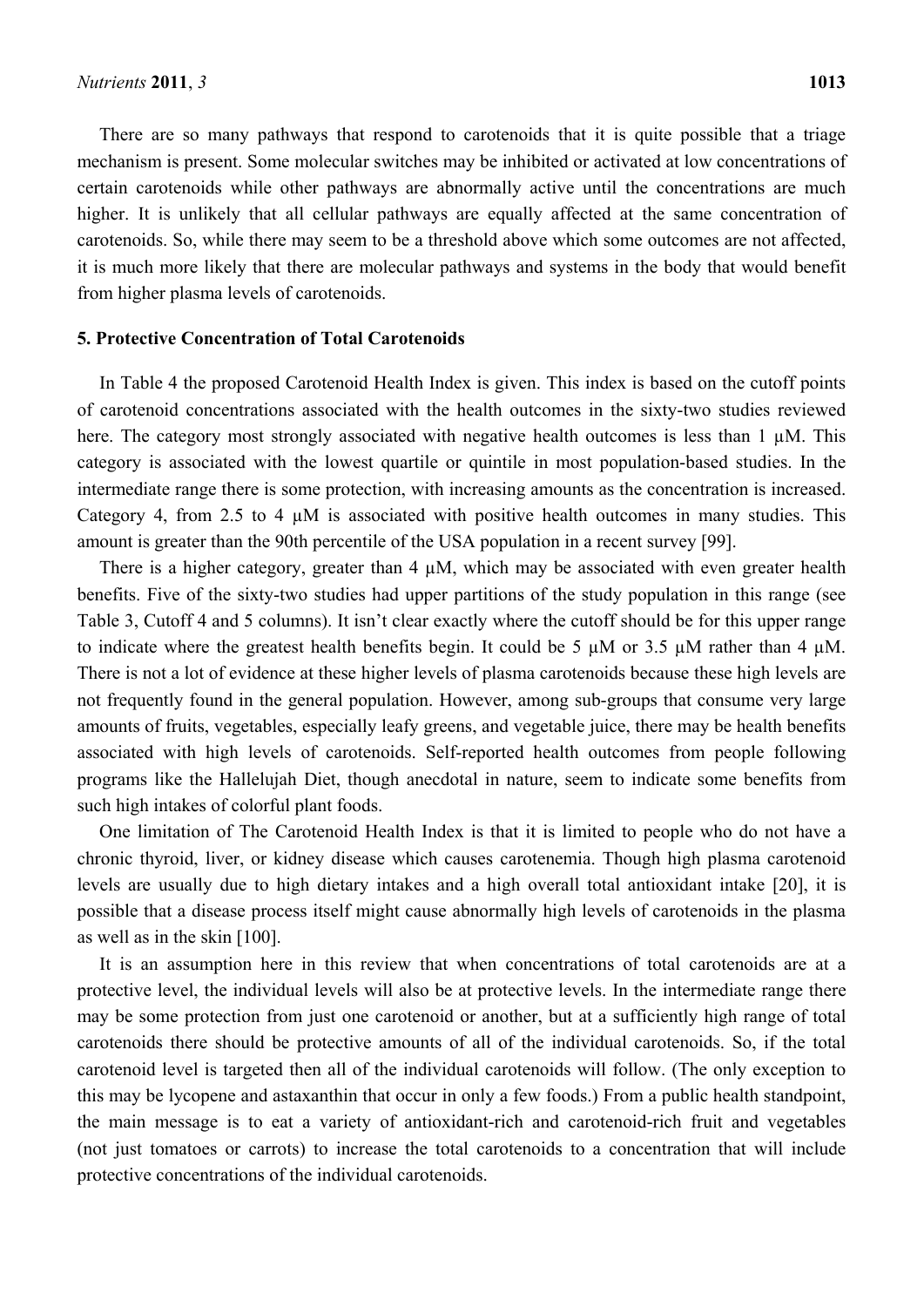There are so many pathways that respond to carotenoids that it is quite possible that a triage mechanism is present. Some molecular switches may be inhibited or activated at low concentrations of certain carotenoids while other pathways are abnormally active until the concentrations are much higher. It is unlikely that all cellular pathways are equally affected at the same concentration of carotenoids. So, while there may seem to be a threshold above which some outcomes are not affected, it is much more likely that there are molecular pathways and systems in the body that would benefit from higher plasma levels of carotenoids.

## 5. Protective Concentration of Total Carotenoids

In Table 4 the proposed Carotenoid Health Index is given. This index is based on the cutoff points of carotenoid concentrations associated with the health outcomes in the sixty-two studies reviewed here. The category most strongly associated with negative health outcomes is less than 1 μM. This category is associated with the lowest quartile or quintile in most population-based studies. In the intermediate range there is some protection, with increasing amounts as the concentration is increased. Category 4, from 2.5 to 4 μM is associated with positive health outcomes in many studies. This amount is greater than the 90th percentile of the USA population in a recent survey [99].

There is a higher category, greater than 4 μM, which may be associated with even greater health benefits. Five of the sixty-two studies had upper partitions of the study population in this range (see Table 3, Cutoff 4 and 5 columns). It isn't clear exactly where the cutoff should be for this upper range to indicate where the greatest health benefits begin. It could be 5 μM or 3.5 μM rather than 4 μM. There is not a lot of evidence at these higher levels of plasma carotenoids because these high levels are not frequently found in the general population. However, among sub-groups that consume very large amounts of fruits, vegetables, especially leafy greens, and vegetable juice, there may be health benefits associated with high levels of carotenoids. Self-reported health outcomes from people following programs like the Hallelujah Diet, though anecdotal in nature, seem to indicate some benefits from such high intakes of colorful plant foods.

One limitation of The Carotenoid Health Index is that it is limited to people who do not have a chronic thyroid, liver, or kidney disease which causes carotenemia. Though high plasma carotenoid levels are usually due to high dietary intakes and a high overall total antioxidant intake [20], it is possible that a disease process itself might cause abnormally high levels of carotenoids in the plasma as well as in the skin [100].

It is an assumption here in this review that when concentrations of total carotenoids are at a protective level, the individual levels will also be at protective levels. In the intermediate range there may be some protection from just one carotenoid or another, but at a sufficiently high range of total carotenoids there should be protective amounts of all of the individual carotenoids. So, if the total carotenoid level is targeted then all of the individual carotenoids will follow. (The only exception to this may be lycopene and astaxanthin that occur in only a few foods.) From a public health standpoint, the main message is to eat a variety of antioxidant-rich and carotenoid-rich fruit and vegetables (not just tomatoes or carrots) to increase the total carotenoids to a concentration that will include protective concentrations of the individual carotenoids.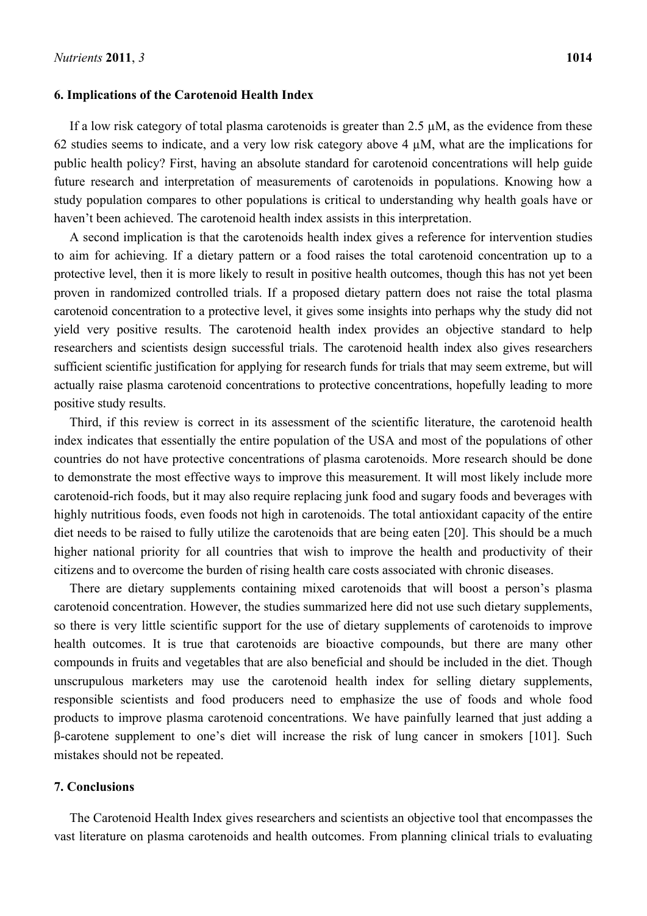## 6. Implications of the Carotenoid Health Index

If a low risk category of total plasma carotenoids is greater than 2.5 µM, as the evidence from these 62 studies seems to indicate, and a very low risk category above 4 µM, what are the implications for public health policy? First, having an absolute standard for carotenoid concentrations will help guide future research and interpretation of measurements of carotenoids in populations. Knowing how a study population compares to other populations is critical to understanding why health goals have or haven't been achieved. The carotenoid health index assists in this interpretation.

A second implication is that the carotenoids health index gives a reference for intervention studies to aim for achieving. If a dietary pattern or a food raises the total carotenoid concentration up to a protective level, then it is more likely to result in positive health outcomes, though this has not yet been proven in randomized controlled trials. If a proposed dietary pattern does not raise the total plasma carotenoid concentration to a protective level, it gives some insights into perhaps why the study did not yield very positive results. The carotenoid health index provides an objective standard to help researchers and scientists design successful trials. The carotenoid health index also gives researchers sufficient scientific justification for applying for research funds for trials that may seem extreme, but will actually raise plasma carotenoid concentrations to protective concentrations, hopefully leading to more positive study results.

Third, if this review is correct in its assessment of the scientific literature, the carotenoid health index indicates that essentially the entire population of the USA and most of the populations of other countries do not have protective concentrations of plasma carotenoids. More research should be done to demonstrate the most effective ways to improve this measurement. It will most likely include more carotenoid-rich foods, but it may also require replacing junk food and sugary foods and beverages with highly nutritious foods, even foods not high in carotenoids. The total antioxidant capacity of the entire diet needs to be raised to fully utilize the carotenoids that are being eaten [20]. This should be a much higher national priority for all countries that wish to improve the health and productivity of their citizens and to overcome the burden of rising health care costs associated with chronic diseases.

There are dietary supplements containing mixed carotenoids that will boost a person's plasma carotenoid concentration. However, the studies summarized here did not use such dietary supplements, so there is very little scientific support for the use of dietary supplements of carotenoids to improve health outcomes. It is true that carotenoids are bioactive compounds, but there are many other compounds in fruits and vegetables that are also beneficial and should be included in the diet. Though unscrupulous marketers may use the carotenoid health index for selling dietary supplements, responsible scientists and food producers need to emphasize the use of foods and whole food products to improve plasma carotenoid concentrations. We have painfully learned that just adding a β-carotene supplement to one's diet will increase the risk of lung cancer in smokers [101]. Such mistakes should not be repeated.

## 7. Conclusions

The Carotenoid Health Index gives researchers and scientists an objective tool that encompasses the vast literature on plasma carotenoids and health outcomes. From planning clinical trials to evaluating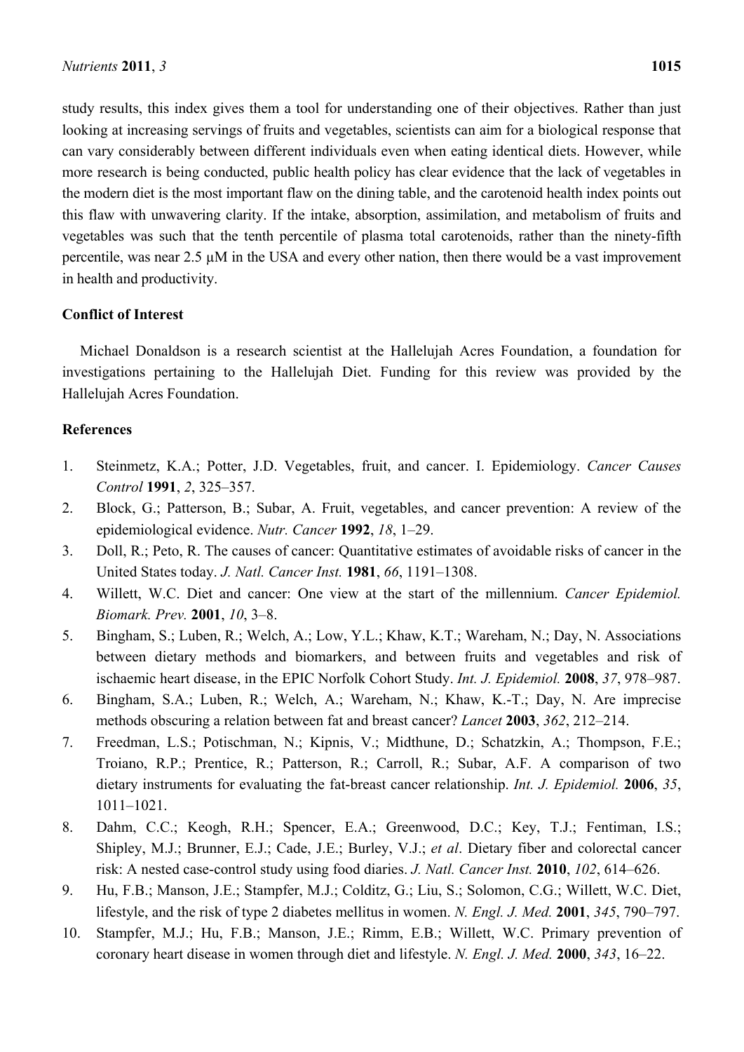study results, this index gives them a tool for understanding one of their objectives. Rather than just looking at increasing servings of fruits and vegetables, scientists can aim for a biological response that can vary considerably between different individuals even when eating identical diets. However, while more research is being conducted, public health policy has clear evidence that the lack of vegetables in the modern diet is the most important flaw on the dining table, and the carotenoid health index points out this flaw with unwavering clarity. If the intake, absorption, assimilation, and metabolism of fruits and vegetables was such that the tenth percentile of plasma total carotenoids, rather than the ninety-fifth percentile, was near 2.5 µM in the USA and every other nation, then there would be a vast improvement in health and productivity.

**Conflict of Interest**

Michael Donaldson is a research scientist at the Hallelujah Acres Foundation, a foundation for investigations pertaining to the Hallelujah Diet. Funding for this review was provided by the Hallelujah Acres Foundation.

**References**

1. Steinmetz, K.A.; Potter, J.D. Vegetables, fruit, and cancer. I. Epidemiology. *Cancer Causes Control* **1991**, *2*, 325–357.
2. Block, G.; Patterson, B.; Subar, A. Fruit, vegetables, and cancer prevention: A review of the epidemiological evidence. *Nutr. Cancer* **1992**, *18*, 1–29.
3. Doll, R.; Peto, R. The causes of cancer: Quantitative estimates of avoidable risks of cancer in the United States today. *J. Natl. Cancer Inst.* **1981**, *66*, 1191–1308.
4. Willett, W.C. Diet and cancer: One view at the start of the millennium. *Cancer Epidemiol. Biomark. Prev.* **2001**, *10*, 3–8.
5. Bingham, S.; Luben, R.; Welch, A.; Low, Y.L.; Khaw, K.T.; Wareham, N.; Day, N. Associations between dietary methods and biomarkers, and between fruits and vegetables and risk of ischaemic heart disease, in the EPIC Norfolk Cohort Study. *Int. J. Epidemiol.* **2008**, *37*, 978–987.
6. Bingham, S.A.; Luben, R.; Welch, A.; Wareham, N.; Khaw, K.-T.; Day, N. Are imprecise methods obscuring a relation between fat and breast cancer? *Lancet* **2003**, *362*, 212–214.
7. Freedman, L.S.; Potischman, N.; Kipnis, V.; Midthune, D.; Schatzkin, A.; Thompson, F.E.; Troiano, R.P.; Prentice, R.; Patterson, R.; Carroll, R.; Subar, A.F. A comparison of two dietary instruments for evaluating the fat-breast cancer relationship. *Int. J. Epidemiol.* **2006**, *35*, 1011–1021.
8. Dahm, C.C.; Keogh, R.H.; Spencer, E.A.; Greenwood, D.C.; Key, T.J.; Fentiman, I.S.; Shipley, M.J.; Brunner, E.J.; Cade, J.E.; Burley, V.J.; *et al*. Dietary fiber and colorectal cancer risk: A nested case-control study using food diaries. *J. Natl. Cancer Inst.* **2010**, *102*, 614–626.
9. Hu, F.B.; Manson, J.E.; Stampfer, M.J.; Colditz, G.; Liu, S.; Solomon, C.G.; Willett, W.C. Diet, lifestyle, and the risk of type 2 diabetes mellitus in women. *N. Engl. J. Med.* **2001**, *345*, 790–797.
10. Stampfer, M.J.; Hu, F.B.; Manson, J.E.; Rimm, E.B.; Willett, W.C. Primary prevention of coronary heart disease in women through diet and lifestyle. *N. Engl. J. Med.* **2000**, *343*, 16–22.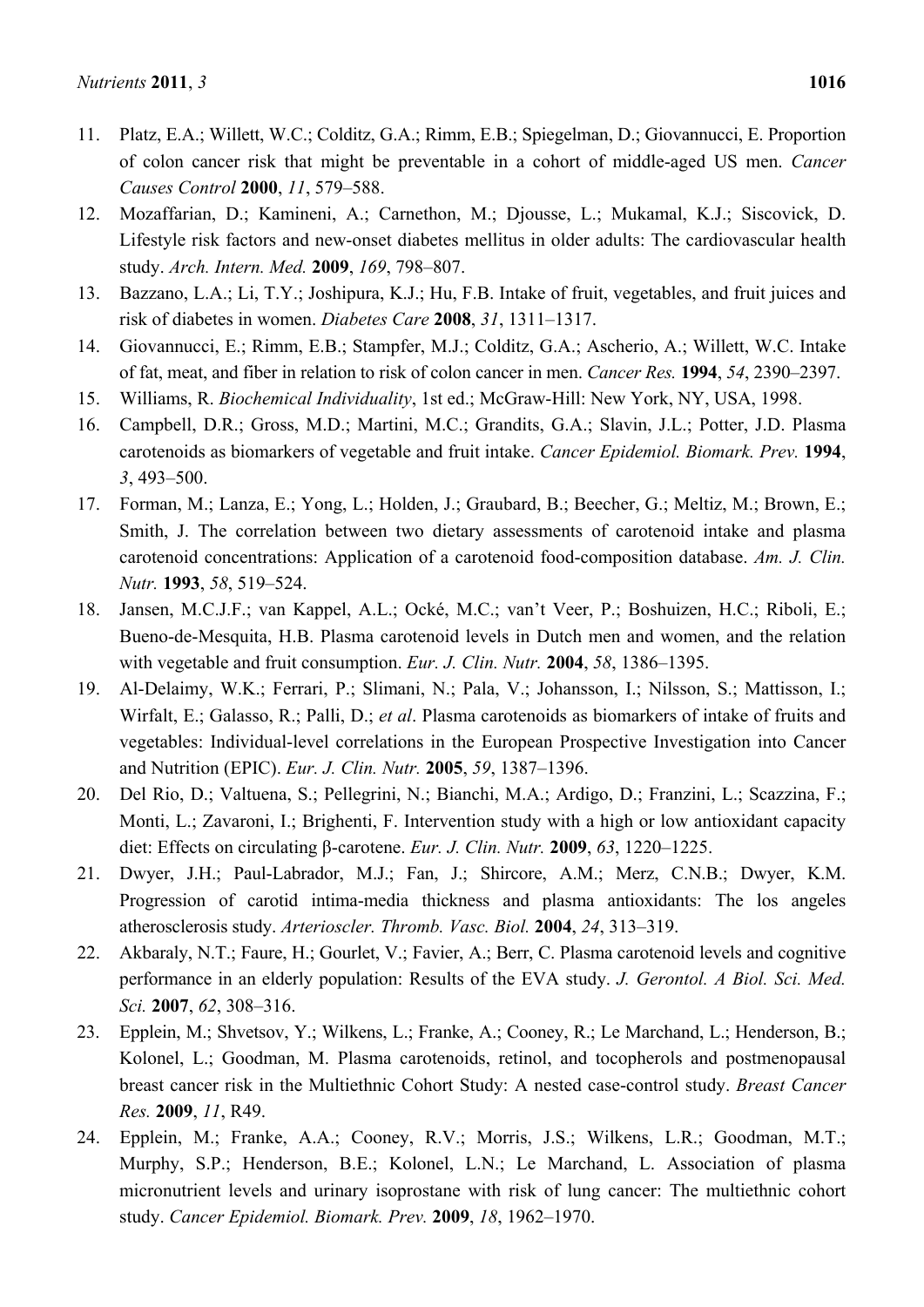11. Platz, E.A.; Willett, W.C.; Colditz, G.A.; Rimm, E.B.; Spiegelman, D.; Giovannucci, E. Proportion of colon cancer risk that might be preventable in a cohort of middle-aged US men. *Cancer Causes Control* **2000**, *11*, 579–588.
12. Mozaffarian, D.; Kamineni, A.; Carnethon, M.; Djousse, L.; Mukamal, K.J.; Siscovick, D. Lifestyle risk factors and new-onset diabetes mellitus in older adults: The cardiovascular health study. *Arch. Intern. Med.* **2009**, *169*, 798–807.
13. Bazzano, L.A.; Li, T.Y.; Joshipura, K.J.; Hu, F.B. Intake of fruit, vegetables, and fruit juices and risk of diabetes in women. *Diabetes Care* **2008**, *31*, 1311–1317.
14. Giovannucci, E.; Rimm, E.B.; Stampfer, M.J.; Colditz, G.A.; Ascherio, A.; Willett, W.C. Intake of fat, meat, and fiber in relation to risk of colon cancer in men. *Cancer Res.* **1994**, *54*, 2390–2397.
15. Williams, R. *Biochemical Individuality*, 1st ed.; McGraw-Hill: New York, NY, USA, 1998.
16. Campbell, D.R.; Gross, M.D.; Martini, M.C.; Grandits, G.A.; Slavin, J.L.; Potter, J.D. Plasma carotenoids as biomarkers of vegetable and fruit intake. *Cancer Epidemiol. Biomark. Prev.* **1994**, *3*, 493–500.
17. Forman, M.; Lanza, E.; Yong, L.; Holden, J.; Graubard, B.; Beecher, G.; Meltiz, M.; Brown, E.; Smith, J. The correlation between two dietary assessments of carotenoid intake and plasma carotenoid concentrations: Application of a carotenoid food-composition database. *Am. J. Clin. Nutr.* **1993**, *58*, 519–524.
18. Jansen, M.C.J.F.; van Kappel, A.L.; Ocké, M.C.; van't Veer, P.; Boshuizen, H.C.; Riboli, E.; Bueno-de-Mesquita, H.B. Plasma carotenoid levels in Dutch men and women, and the relation with vegetable and fruit consumption. *Eur. J. Clin. Nutr.* **2004**, *58*, 1386–1395.
19. Al-Delaimy, W.K.; Ferrari, P.; Slimani, N.; Pala, V.; Johansson, I.; Nilsson, S.; Mattisson, I.; Wirfalt, E.; Galasso, R.; Palli, D.; *et al*. Plasma carotenoids as biomarkers of intake of fruits and vegetables: Individual-level correlations in the European Prospective Investigation into Cancer and Nutrition (EPIC). *Eur. J. Clin. Nutr.* **2005**, *59*, 1387–1396.
20. Del Rio, D.; Valtuena, S.; Pellegrini, N.; Bianchi, M.A.; Ardigo, D.; Franzini, L.; Scazzina, F.; Monti, L.; Zavaroni, I.; Brighenti, F. Intervention study with a high or low antioxidant capacity diet: Effects on circulating β-carotene. *Eur. J. Clin. Nutr.* **2009**, *63*, 1220–1225.
21. Dwyer, J.H.; Paul-Labrador, M.J.; Fan, J.; Shircore, A.M.; Merz, C.N.B.; Dwyer, K.M. Progression of carotid intima-media thickness and plasma antioxidants: The los angeles atherosclerosis study. *Arterioscler. Thromb. Vasc. Biol.* **2004**, *24*, 313–319.
22. Akbaraly, N.T.; Faure, H.; Gourlet, V.; Favier, A.; Berr, C. Plasma carotenoid levels and cognitive performance in an elderly population: Results of the EVA study. *J. Gerontol. A Biol. Sci. Med. Sci.* **2007**, *62*, 308–316.
23. Epplein, M.; Shvetsov, Y.; Wilkens, L.; Franke, A.; Cooney, R.; Le Marchand, L.; Henderson, B.; Kolonel, L.; Goodman, M. Plasma carotenoids, retinol, and tocopherols and postmenopausal breast cancer risk in the Multiethnic Cohort Study: A nested case-control study. *Breast Cancer Res.* **2009**, *11*, R49.
24. Epplein, M.; Franke, A.A.; Cooney, R.V.; Morris, J.S.; Wilkens, L.R.; Goodman, M.T.; Murphy, S.P.; Henderson, B.E.; Kolonel, L.N.; Le Marchand, L. Association of plasma micronutrient levels and urinary isoprostane with risk of lung cancer: The multiethnic cohort study. *Cancer Epidemiol. Biomark. Prev.* **2009**, *18*, 1962–1970.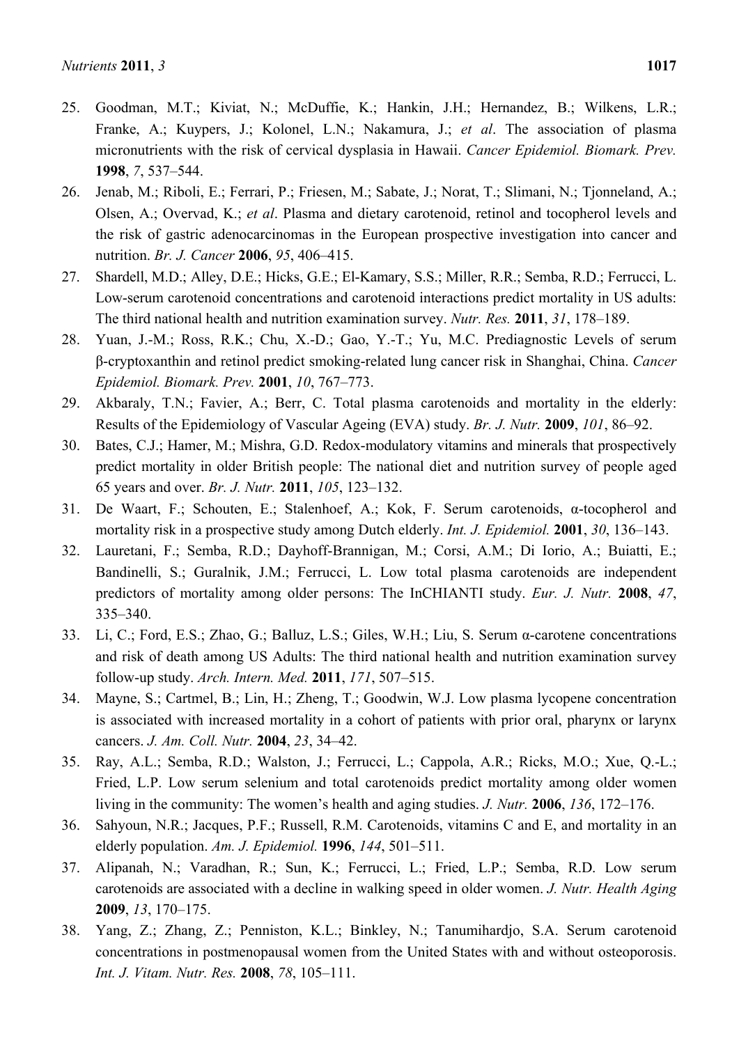25. Goodman, M.T.; Kiviat, N.; McDuffie, K.; Hankin, J.H.; Hernandez, B.; Wilkens, L.R.; Franke, A.; Kuypers, J.; Kolonel, L.N.; Nakamura, J.; *et al*. The association of plasma micronutrients with the risk of cervical dysplasia in Hawaii. *Cancer Epidemiol. Biomark. Prev.* **1998**, *7*, 537–544.
26. Jenab, M.; Riboli, E.; Ferrari, P.; Friesen, M.; Sabate, J.; Norat, T.; Slimani, N.; Tjonneland, A.; Olsen, A.; Overvad, K.; *et al*. Plasma and dietary carotenoid, retinol and tocopherol levels and the risk of gastric adenocarcinomas in the European prospective investigation into cancer and nutrition. *Br. J. Cancer* **2006**, *95*, 406–415.
27. Shardell, M.D.; Alley, D.E.; Hicks, G.E.; El-Kamary, S.S.; Miller, R.R.; Semba, R.D.; Ferrucci, L. Low-serum carotenoid concentrations and carotenoid interactions predict mortality in US adults: The third national health and nutrition examination survey. *Nutr. Res.* **2011**, *31*, 178–189.
28. Yuan, J.-M.; Ross, R.K.; Chu, X.-D.; Gao, Y.-T.; Yu, M.C. Prediagnostic Levels of serum β-cryptoxanthin and retinol predict smoking-related lung cancer risk in Shanghai, China. *Cancer Epidemiol. Biomark. Prev.* **2001**, *10*, 767–773.
29. Akbaraly, T.N.; Favier, A.; Berr, C. Total plasma carotenoids and mortality in the elderly: Results of the Epidemiology of Vascular Ageing (EVA) study. *Br. J. Nutr.* **2009**, *101*, 86–92.
30. Bates, C.J.; Hamer, M.; Mishra, G.D. Redox-modulatory vitamins and minerals that prospectively predict mortality in older British people: The national diet and nutrition survey of people aged 65 years and over. *Br. J. Nutr.* **2011**, *105*, 123–132.
31. De Waart, F.; Schouten, E.; Stalenhoef, A.; Kok, F. Serum carotenoids, α-tocopherol and mortality risk in a prospective study among Dutch elderly. *Int. J. Epidemiol.* **2001**, *30*, 136–143.
32. Lauretani, F.; Semba, R.D.; Dayhoff-Brannigan, M.; Corsi, A.M.; Di Iorio, A.; Buiatti, E.; Bandinelli, S.; Guralnik, J.M.; Ferrucci, L. Low total plasma carotenoids are independent predictors of mortality among older persons: The InCHIANTI study. *Eur. J. Nutr.* **2008**, *47*, 335–340.
33. Li, C.; Ford, E.S.; Zhao, G.; Balluz, L.S.; Giles, W.H.; Liu, S. Serum α-carotene concentrations and risk of death among US Adults: The third national health and nutrition examination survey follow-up study. *Arch. Intern. Med.* **2011**, *171*, 507–515.
34. Mayne, S.; Cartmel, B.; Lin, H.; Zheng, T.; Goodwin, W.J. Low plasma lycopene concentration is associated with increased mortality in a cohort of patients with prior oral, pharynx or larynx cancers. *J. Am. Coll. Nutr.* **2004**, *23*, 34–42.
35. Ray, A.L.; Semba, R.D.; Walston, J.; Ferrucci, L.; Cappola, A.R.; Ricks, M.O.; Xue, Q.-L.; Fried, L.P. Low serum selenium and total carotenoids predict mortality among older women living in the community: The women's health and aging studies. *J. Nutr.* **2006**, *136*, 172–176.
36. Sahyoun, N.R.; Jacques, P.F.; Russell, R.M. Carotenoids, vitamins C and E, and mortality in an elderly population. *Am. J. Epidemiol.* **1996**, *144*, 501–511.
37. Alipanah, N.; Varadhan, R.; Sun, K.; Ferrucci, L.; Fried, L.P.; Semba, R.D. Low serum carotenoids are associated with a decline in walking speed in older women. *J. Nutr. Health Aging* **2009**, *13*, 170–175.
38. Yang, Z.; Zhang, Z.; Penniston, K.L.; Binkley, N.; Tanumihardjo, S.A. Serum carotenoid concentrations in postmenopausal women from the United States with and without osteoporosis. *Int. J. Vitam. Nutr. Res.* **2008**, *78*, 105–111.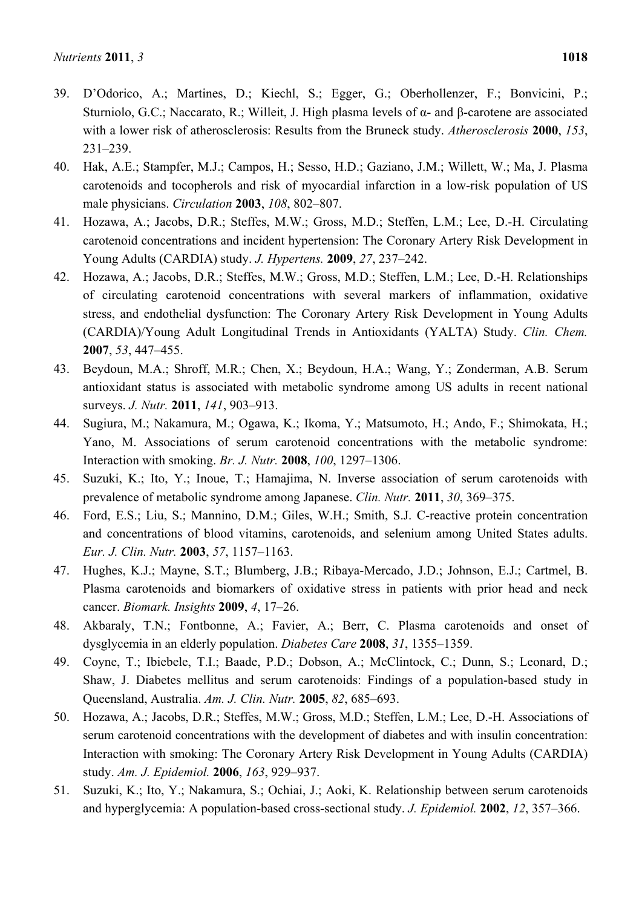39. D'Odorico, A.; Martines, D.; Kiechl, S.; Egger, G.; Oberhollenzer, F.; Bonvicini, P.; Sturniolo, G.C.; Naccarato, R.; Willeit, J. High plasma levels of α- and β-carotene are associated with a lower risk of atherosclerosis: Results from the Bruneck study. *Atherosclerosis* **2000**, *153*, 231–239.
40. Hak, A.E.; Stampfer, M.J.; Campos, H.; Sesso, H.D.; Gaziano, J.M.; Willett, W.; Ma, J. Plasma carotenoids and tocopherols and risk of myocardial infarction in a low-risk population of US male physicians. *Circulation* **2003**, *108*, 802–807.
41. Hozawa, A.; Jacobs, D.R.; Steffes, M.W.; Gross, M.D.; Steffen, L.M.; Lee, D.-H. Circulating carotenoid concentrations and incident hypertension: The Coronary Artery Risk Development in Young Adults (CARDIA) study. *J. Hypertens.* **2009**, *27*, 237–242.
42. Hozawa, A.; Jacobs, D.R.; Steffes, M.W.; Gross, M.D.; Steffen, L.M.; Lee, D.-H. Relationships of circulating carotenoid concentrations with several markers of inflammation, oxidative stress, and endothelial dysfunction: The Coronary Artery Risk Development in Young Adults (CARDIA)/Young Adult Longitudinal Trends in Antioxidants (YALTA) Study. *Clin. Chem.* **2007**, *53*, 447–455.
43. Beydoun, M.A.; Shroff, M.R.; Chen, X.; Beydoun, H.A.; Wang, Y.; Zonderman, A.B. Serum antioxidant status is associated with metabolic syndrome among US adults in recent national surveys. *J. Nutr.* **2011**, *141*, 903–913.
44. Sugiura, M.; Nakamura, M.; Ogawa, K.; Ikoma, Y.; Matsumoto, H.; Ando, F.; Shimokata, H.; Yano, M. Associations of serum carotenoid concentrations with the metabolic syndrome: Interaction with smoking. *Br. J. Nutr.* **2008**, *100*, 1297–1306.
45. Suzuki, K.; Ito, Y.; Inoue, T.; Hamajima, N. Inverse association of serum carotenoids with prevalence of metabolic syndrome among Japanese. *Clin. Nutr.* **2011**, *30*, 369–375.
46. Ford, E.S.; Liu, S.; Mannino, D.M.; Giles, W.H.; Smith, S.J. C-reactive protein concentration and concentrations of blood vitamins, carotenoids, and selenium among United States adults. *Eur. J. Clin. Nutr.* **2003**, *57*, 1157–1163.
47. Hughes, K.J.; Mayne, S.T.; Blumberg, J.B.; Ribaya-Mercado, J.D.; Johnson, E.J.; Cartmel, B. Plasma carotenoids and biomarkers of oxidative stress in patients with prior head and neck cancer. *Biomark. Insights* **2009**, *4*, 17–26.
48. Akbaraly, T.N.; Fontbonne, A.; Favier, A.; Berr, C. Plasma carotenoids and onset of dysglycemia in an elderly population. *Diabetes Care* **2008**, *31*, 1355–1359.
49. Coyne, T.; Ibiebele, T.I.; Baade, P.D.; Dobson, A.; McClintock, C.; Dunn, S.; Leonard, D.; Shaw, J. Diabetes mellitus and serum carotenoids: Findings of a population-based study in Queensland, Australia. *Am. J. Clin. Nutr.* **2005**, *82*, 685–693.
50. Hozawa, A.; Jacobs, D.R.; Steffes, M.W.; Gross, M.D.; Steffen, L.M.; Lee, D.-H. Associations of serum carotenoid concentrations with the development of diabetes and with insulin concentration: Interaction with smoking: The Coronary Artery Risk Development in Young Adults (CARDIA) study. *Am. J. Epidemiol.* **2006**, *163*, 929–937.
51. Suzuki, K.; Ito, Y.; Nakamura, S.; Ochiai, J.; Aoki, K. Relationship between serum carotenoids and hyperglycemia: A population-based cross-sectional study. *J. Epidemiol.* **2002**, *12*, 357–366.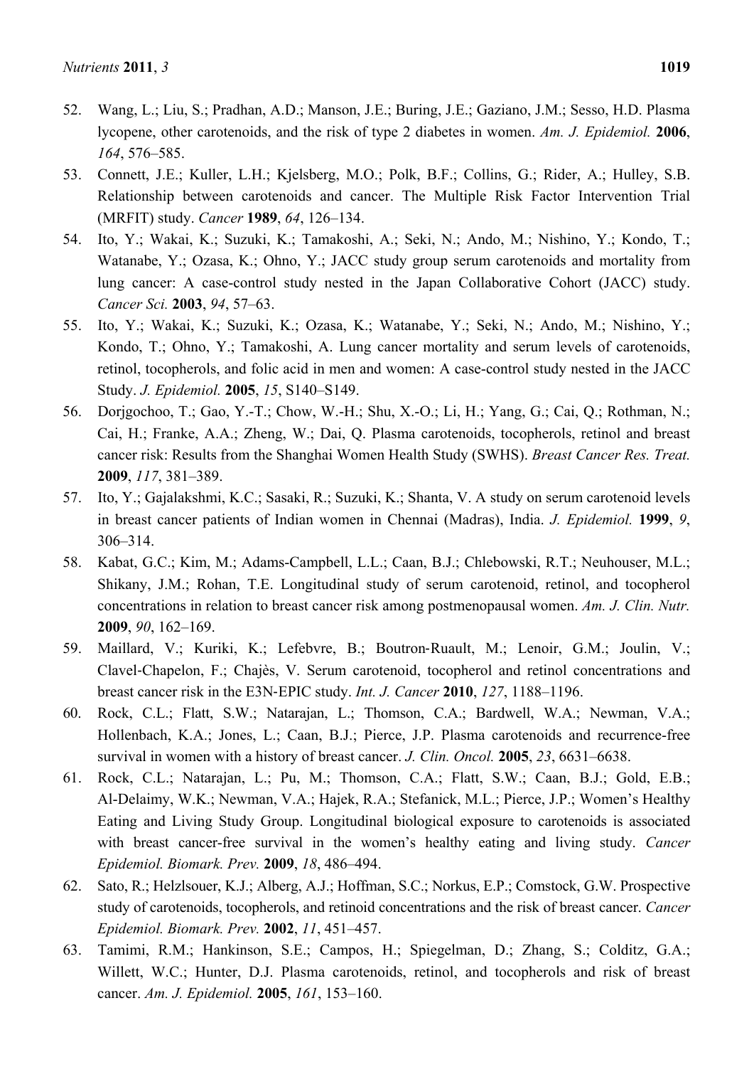52. Wang, L.; Liu, S.; Pradhan, A.D.; Manson, J.E.; Buring, J.E.; Gaziano, J.M.; Sesso, H.D. Plasma lycopene, other carotenoids, and the risk of type 2 diabetes in women. *Am. J. Epidemiol.* **2006**, *164*, 576–585.
53. Connett, J.E.; Kuller, L.H.; Kjelsberg, M.O.; Polk, B.F.; Collins, G.; Rider, A.; Hulley, S.B. Relationship between carotenoids and cancer. The Multiple Risk Factor Intervention Trial (MRFIT) study. *Cancer* **1989**, *64*, 126–134.
54. Ito, Y.; Wakai, K.; Suzuki, K.; Tamakoshi, A.; Seki, N.; Ando, M.; Nishino, Y.; Kondo, T.; Watanabe, Y.; Ozasa, K.; Ohno, Y.; JACC study group serum carotenoids and mortality from lung cancer: A case-control study nested in the Japan Collaborative Cohort (JACC) study. *Cancer Sci.* **2003**, *94*, 57–63.
55. Ito, Y.; Wakai, K.; Suzuki, K.; Ozasa, K.; Watanabe, Y.; Seki, N.; Ando, M.; Nishino, Y.; Kondo, T.; Ohno, Y.; Tamakoshi, A. Lung cancer mortality and serum levels of carotenoids, retinol, tocopherols, and folic acid in men and women: A case-control study nested in the JACC Study. *J. Epidemiol.* **2005**, *15*, S140–S149.
56. Dorjgochoo, T.; Gao, Y.-T.; Chow, W.-H.; Shu, X.-O.; Li, H.; Yang, G.; Cai, Q.; Rothman, N.; Cai, H.; Franke, A.A.; Zheng, W.; Dai, Q. Plasma carotenoids, tocopherols, retinol and breast cancer risk: Results from the Shanghai Women Health Study (SWHS). *Breast Cancer Res. Treat.* **2009**, *117*, 381–389.
57. Ito, Y.; Gajalakshmi, K.C.; Sasaki, R.; Suzuki, K.; Shanta, V. A study on serum carotenoid levels in breast cancer patients of Indian women in Chennai (Madras), India. *J. Epidemiol.* **1999**, *9*, 306–314.
58. Kabat, G.C.; Kim, M.; Adams-Campbell, L.L.; Caan, B.J.; Chlebowski, R.T.; Neuhouser, M.L.; Shikany, J.M.; Rohan, T.E. Longitudinal study of serum carotenoid, retinol, and tocopherol concentrations in relation to breast cancer risk among postmenopausal women. *Am. J. Clin. Nutr.* **2009**, *90*, 162–169.
59. Maillard, V.; Kuriki, K.; Lefebvre, B.; Boutron-Ruault, M.; Lenoir, G.M.; Joulin, V.; Clavel-Chapelon, F.; Chajès, V. Serum carotenoid, tocopherol and retinol concentrations and breast cancer risk in the E3N-EPIC study. *Int. J. Cancer* **2010**, *127*, 1188–1196.
60. Rock, C.L.; Flatt, S.W.; Natarajan, L.; Thomson, C.A.; Bardwell, W.A.; Newman, V.A.; Hollenbach, K.A.; Jones, L.; Caan, B.J.; Pierce, J.P. Plasma carotenoids and recurrence-free survival in women with a history of breast cancer. *J. Clin. Oncol.* **2005**, *23*, 6631–6638.
61. Rock, C.L.; Natarajan, L.; Pu, M.; Thomson, C.A.; Flatt, S.W.; Caan, B.J.; Gold, E.B.; Al-Delaimy, W.K.; Newman, V.A.; Hajek, R.A.; Stefanick, M.L.; Pierce, J.P.; Women's Healthy Eating and Living Study Group. Longitudinal biological exposure to carotenoids is associated with breast cancer-free survival in the women's healthy eating and living study. *Cancer Epidemiol. Biomark. Prev.* **2009**, *18*, 486–494.
62. Sato, R.; Helzlsouer, K.J.; Alberg, A.J.; Hoffman, S.C.; Norkus, E.P.; Comstock, G.W. Prospective study of carotenoids, tocopherols, and retinoid concentrations and the risk of breast cancer. *Cancer Epidemiol. Biomark. Prev.* **2002**, *11*, 451–457.
63. Tamimi, R.M.; Hankinson, S.E.; Campos, H.; Spiegelman, D.; Zhang, S.; Colditz, G.A.; Willett, W.C.; Hunter, D.J. Plasma carotenoids, retinol, and tocopherols and risk of breast cancer. *Am. J. Epidemiol.* **2005**, *161*, 153–160.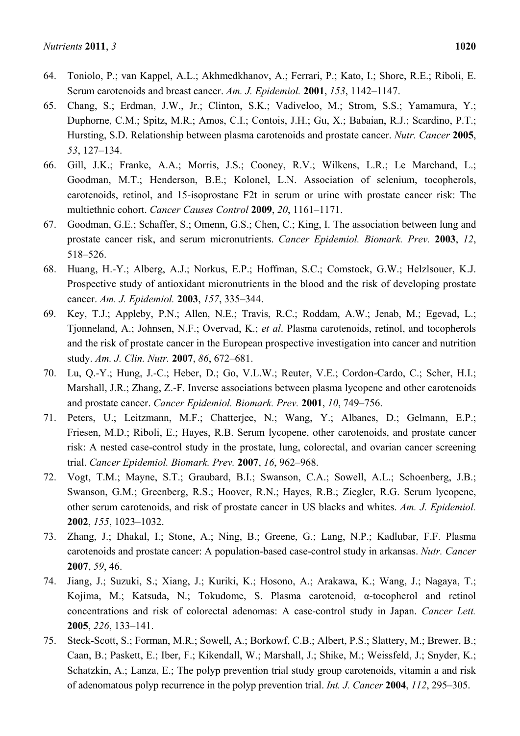64. Toniolo, P.; van Kappel, A.L.; Akhmedkhanov, A.; Ferrari, P.; Kato, I.; Shore, R.E.; Riboli, E. Serum carotenoids and breast cancer. *Am. J. Epidemiol.* **2001**, *153*, 1142–1147.
65. Chang, S.; Erdman, J.W., Jr.; Clinton, S.K.; Vadiveloo, M.; Strom, S.S.; Yamamura, Y.; Duphorne, C.M.; Spitz, M.R.; Amos, C.I.; Contois, J.H.; Gu, X.; Babaian, R.J.; Scardino, P.T.; Hursting, S.D. Relationship between plasma carotenoids and prostate cancer. *Nutr. Cancer* **2005**, *53*, 127–134.
66. Gill, J.K.; Franke, A.A.; Morris, J.S.; Cooney, R.V.; Wilkens, L.R.; Le Marchand, L.; Goodman, M.T.; Henderson, B.E.; Kolonel, L.N. Association of selenium, tocopherols, carotenoids, retinol, and 15-isoprostane F2t in serum or urine with prostate cancer risk: The multiethnic cohort. *Cancer Causes Control* **2009**, *20*, 1161–1171.
67. Goodman, G.E.; Schaffer, S.; Omenn, G.S.; Chen, C.; King, I. The association between lung and prostate cancer risk, and serum micronutrients. *Cancer Epidemiol. Biomark. Prev.* **2003**, *12*, 518–526.
68. Huang, H.-Y.; Alberg, A.J.; Norkus, E.P.; Hoffman, S.C.; Comstock, G.W.; Helzlsouer, K.J. Prospective study of antioxidant micronutrients in the blood and the risk of developing prostate cancer. *Am. J. Epidemiol.* **2003**, *157*, 335–344.
69. Key, T.J.; Appleby, P.N.; Allen, N.E.; Travis, R.C.; Roddam, A.W.; Jenab, M.; Egevad, L.; Tjonneland, A.; Johnsen, N.F.; Overvad, K.; *et al*. Plasma carotenoids, retinol, and tocopherols and the risk of prostate cancer in the European prospective investigation into cancer and nutrition study. *Am. J. Clin. Nutr.* **2007**, *86*, 672–681.
70. Lu, Q.-Y.; Hung, J.-C.; Heber, D.; Go, V.L.W.; Reuter, V.E.; Cordon-Cardo, C.; Scher, H.I.; Marshall, J.R.; Zhang, Z.-F. Inverse associations between plasma lycopene and other carotenoids and prostate cancer. *Cancer Epidemiol. Biomark. Prev.* **2001**, *10*, 749–756.
71. Peters, U.; Leitzmann, M.F.; Chatterjee, N.; Wang, Y.; Albanes, D.; Gelmann, E.P.; Friesen, M.D.; Riboli, E.; Hayes, R.B. Serum lycopene, other carotenoids, and prostate cancer risk: A nested case-control study in the prostate, lung, colorectal, and ovarian cancer screening trial. *Cancer Epidemiol. Biomark. Prev.* **2007**, *16*, 962–968.
72. Vogt, T.M.; Mayne, S.T.; Graubard, B.I.; Swanson, C.A.; Sowell, A.L.; Schoenberg, J.B.; Swanson, G.M.; Greenberg, R.S.; Hoover, R.N.; Hayes, R.B.; Ziegler, R.G. Serum lycopene, other serum carotenoids, and risk of prostate cancer in US blacks and whites. *Am. J. Epidemiol.* **2002**, *155*, 1023–1032.
73. Zhang, J.; Dhakal, I.; Stone, A.; Ning, B.; Greene, G.; Lang, N.P.; Kadlubar, F.F. Plasma carotenoids and prostate cancer: A population-based case-control study in arkansas. *Nutr. Cancer* **2007**, *59*, 46.
74. Jiang, J.; Suzuki, S.; Xiang, J.; Kuriki, K.; Hosono, A.; Arakawa, K.; Wang, J.; Nagaya, T.; Kojima, M.; Katsuda, N.; Tokudome, S. Plasma carotenoid, α-tocopherol and retinol concentrations and risk of colorectal adenomas: A case-control study in Japan. *Cancer Lett.* **2005**, *226*, 133–141.
75. Steck-Scott, S.; Forman, M.R.; Sowell, A.; Borkowf, C.B.; Albert, P.S.; Slattery, M.; Brewer, B.; Caan, B.; Paskett, E.; Iber, F.; Kikendall, W.; Marshall, J.; Shike, M.; Weissfeld, J.; Snyder, K.; Schatzkin, A.; Lanza, E.; The polyp prevention trial study group carotenoids, vitamin a and risk of adenomatous polyp recurrence in the polyp prevention trial. *Int. J. Cancer* **2004**, *112*, 295–305.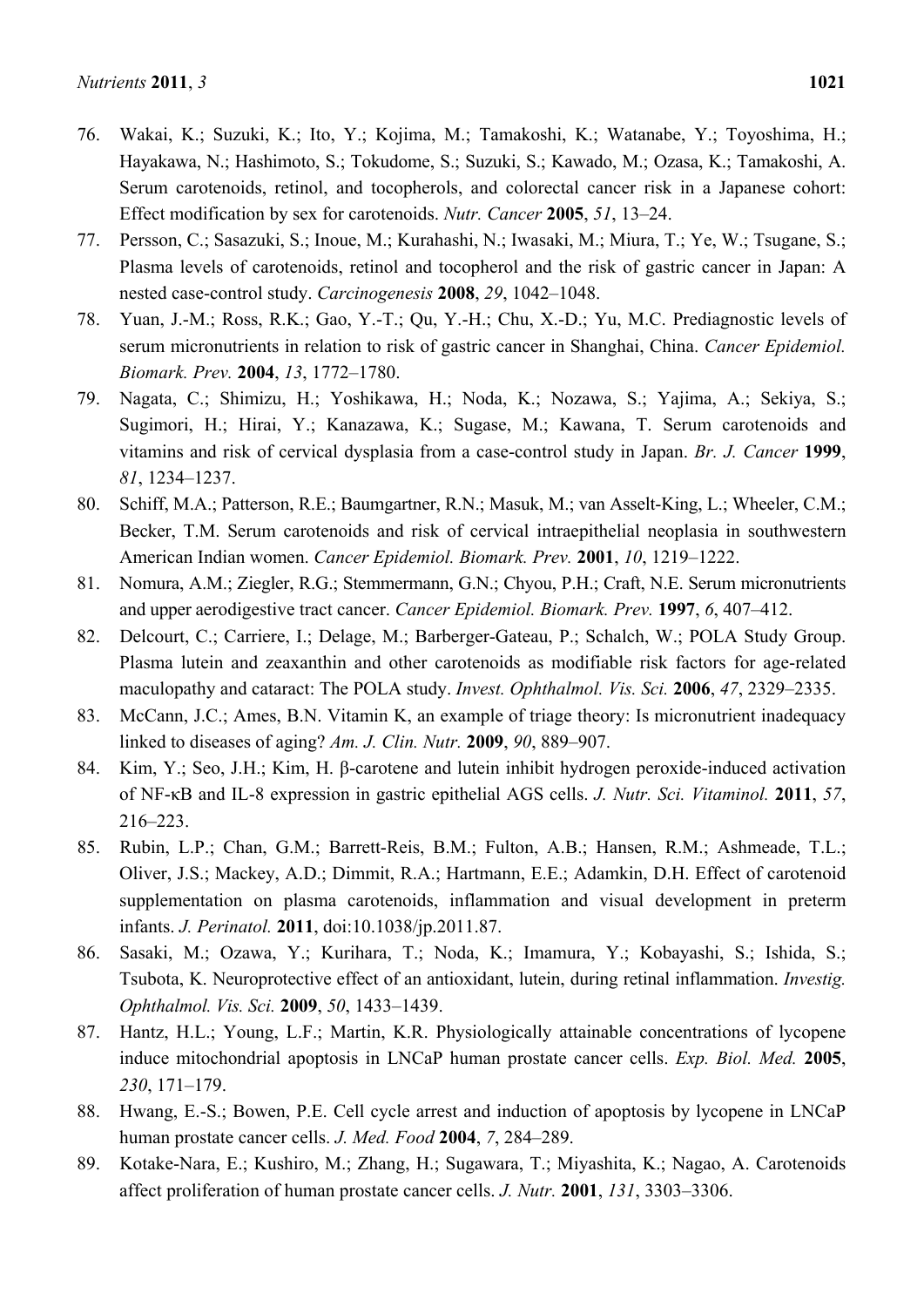76. Wakai, K.; Suzuki, K.; Ito, Y.; Kojima, M.; Tamakoshi, K.; Watanabe, Y.; Toyoshima, H.; Hayakawa, N.; Hashimoto, S.; Tokudome, S.; Suzuki, S.; Kawado, M.; Ozasa, K.; Tamakoshi, A. Serum carotenoids, retinol, and tocopherols, and colorectal cancer risk in a Japanese cohort: Effect modification by sex for carotenoids. *Nutr. Cancer* **2005**, *51*, 13–24.
77. Persson, C.; Sasazuki, S.; Inoue, M.; Kurahashi, N.; Iwasaki, M.; Miura, T.; Ye, W.; Tsugane, S.; Plasma levels of carotenoids, retinol and tocopherol and the risk of gastric cancer in Japan: A nested case-control study. *Carcinogenesis* **2008**, *29*, 1042–1048.
78. Yuan, J.-M.; Ross, R.K.; Gao, Y.-T.; Qu, Y.-H.; Chu, X.-D.; Yu, M.C. Prediagnostic levels of serum micronutrients in relation to risk of gastric cancer in Shanghai, China. *Cancer Epidemiol. Biomark. Prev.* **2004**, *13*, 1772–1780.
79. Nagata, C.; Shimizu, H.; Yoshikawa, H.; Noda, K.; Nozawa, S.; Yajima, A.; Sekiya, S.; Sugimori, H.; Hirai, Y.; Kanazawa, K.; Sugase, M.; Kawana, T. Serum carotenoids and vitamins and risk of cervical dysplasia from a case-control study in Japan. *Br. J. Cancer* **1999**, *81*, 1234–1237.
80. Schiff, M.A.; Patterson, R.E.; Baumgartner, R.N.; Masuk, M.; van Asselt-King, L.; Wheeler, C.M.; Becker, T.M. Serum carotenoids and risk of cervical intraepithelial neoplasia in southwestern American Indian women. *Cancer Epidemiol. Biomark. Prev.* **2001**, *10*, 1219–1222.
81. Nomura, A.M.; Ziegler, R.G.; Stemmermann, G.N.; Chyou, P.H.; Craft, N.E. Serum micronutrients and upper aerodigestive tract cancer. *Cancer Epidemiol. Biomark. Prev.* **1997**, *6*, 407–412.
82. Delcourt, C.; Carriere, I.; Delage, M.; Barberger-Gateau, P.; Schalch, W.; POLA Study Group. Plasma lutein and zeaxanthin and other carotenoids as modifiable risk factors for age-related maculopathy and cataract: The POLA study. *Invest. Ophthalmol. Vis. Sci.* **2006**, *47*, 2329–2335.
83. McCann, J.C.; Ames, B.N. Vitamin K, an example of triage theory: Is micronutrient inadequacy linked to diseases of aging? *Am. J. Clin. Nutr.* **2009**, *90*, 889–907.
84. Kim, Y.; Seo, J.H.; Kim, H. β-carotene and lutein inhibit hydrogen peroxide-induced activation of NF-κB and IL-8 expression in gastric epithelial AGS cells. *J. Nutr. Sci. Vitaminol.* **2011**, *57*, 216–223.
85. Rubin, L.P.; Chan, G.M.; Barrett-Reis, B.M.; Fulton, A.B.; Hansen, R.M.; Ashmeade, T.L.; Oliver, J.S.; Mackey, A.D.; Dimmit, R.A.; Hartmann, E.E.; Adamkin, D.H. Effect of carotenoid supplementation on plasma carotenoids, inflammation and visual development in preterm infants. *J. Perinatol.* **2011**, doi:10.1038/jp.2011.87.
86. Sasaki, M.; Ozawa, Y.; Kurihara, T.; Noda, K.; Imamura, Y.; Kobayashi, S.; Ishida, S.; Tsubota, K. Neuroprotective effect of an antioxidant, lutein, during retinal inflammation. *Investig. Ophthalmol. Vis. Sci.* **2009**, *50*, 1433–1439.
87. Hantz, H.L.; Young, L.F.; Martin, K.R. Physiologically attainable concentrations of lycopene induce mitochondrial apoptosis in LNCaP human prostate cancer cells. *Exp. Biol. Med.* **2005**, *230*, 171–179.
88. Hwang, E.-S.; Bowen, P.E. Cell cycle arrest and induction of apoptosis by lycopene in LNCaP human prostate cancer cells. *J. Med. Food* **2004**, *7*, 284–289.
89. Kotake-Nara, E.; Kushiro, M.; Zhang, H.; Sugawara, T.; Miyashita, K.; Nagao, A. Carotenoids affect proliferation of human prostate cancer cells. *J. Nutr.* **2001**, *131*, 3303–3306.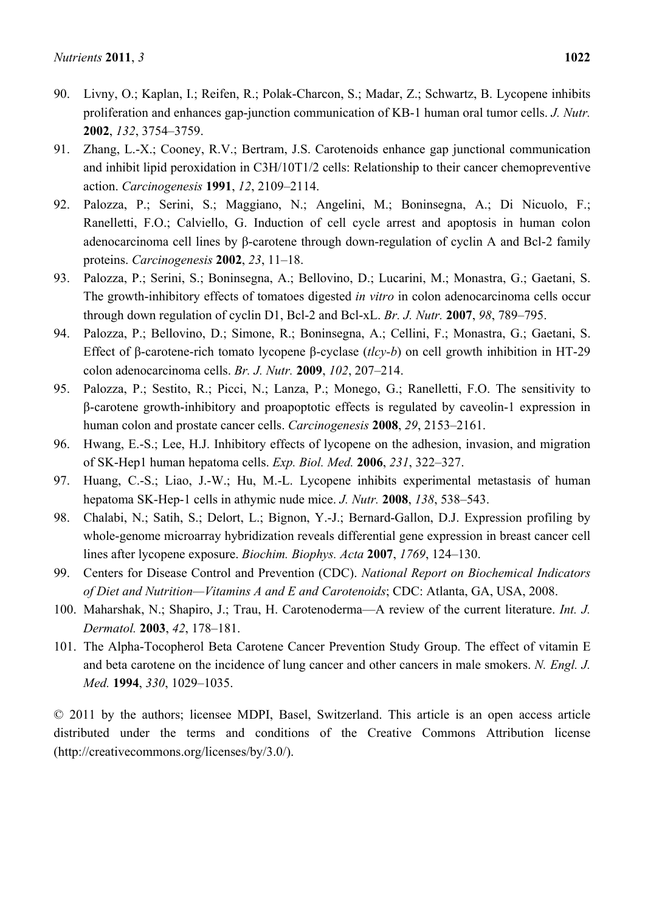90. Livny, O.; Kaplan, I.; Reifen, R.; Polak-Charcon, S.; Madar, Z.; Schwartz, B. Lycopene inhibits proliferation and enhances gap-junction communication of KB-1 human oral tumor cells. *J. Nutr.* **2002**, *132*, 3754–3759.
91. Zhang, L.-X.; Cooney, R.V.; Bertram, J.S. Carotenoids enhance gap junctional communication and inhibit lipid peroxidation in C3H/10T1/2 cells: Relationship to their cancer chemopreventive action. *Carcinogenesis* **1991**, *12*, 2109–2114.
92. Palozza, P.; Serini, S.; Maggiano, N.; Angelini, M.; Boninsegna, A.; Di Nicuolo, F.; Ranelletti, F.O.; Calviello, G. Induction of cell cycle arrest and apoptosis in human colon adenocarcinoma cell lines by β-carotene through down-regulation of cyclin A and Bcl-2 family proteins. *Carcinogenesis* **2002**, *23*, 11–18.
93. Palozza, P.; Serini, S.; Boninsegna, A.; Bellovino, D.; Lucarini, M.; Monastra, G.; Gaetani, S. The growth-inhibitory effects of tomatoes digested *in vitro* in colon adenocarcinoma cells occur through down regulation of cyclin D1, Bcl-2 and Bcl-xL. *Br. J. Nutr.* **2007**, *98*, 789–795.
94. Palozza, P.; Bellovino, D.; Simone, R.; Boninsegna, A.; Cellini, F.; Monastra, G.; Gaetani, S. Effect of β-carotene-rich tomato lycopene β-cyclase (*tlcy-b*) on cell growth inhibition in HT-29 colon adenocarcinoma cells. *Br. J. Nutr.* **2009**, *102*, 207–214.
95. Palozza, P.; Sestito, R.; Picci, N.; Lanza, P.; Monego, G.; Ranelletti, F.O. The sensitivity to β-carotene growth-inhibitory and proapoptotic effects is regulated by caveolin-1 expression in human colon and prostate cancer cells. *Carcinogenesis* **2008**, *29*, 2153–2161.
96. Hwang, E.-S.; Lee, H.J. Inhibitory effects of lycopene on the adhesion, invasion, and migration of SK-Hep1 human hepatoma cells. *Exp. Biol. Med.* **2006**, *231*, 322–327.
97. Huang, C.-S.; Liao, J.-W.; Hu, M.-L. Lycopene inhibits experimental metastasis of human hepatoma SK-Hep-1 cells in athymic nude mice. *J. Nutr.* **2008**, *138*, 538–543.
98. Chalabi, N.; Satih, S.; Delort, L.; Bignon, Y.-J.; Bernard-Gallon, D.J. Expression profiling by whole-genome microarray hybridization reveals differential gene expression in breast cancer cell lines after lycopene exposure. *Biochim. Biophys. Acta* **2007**, *1769*, 124–130.
99. Centers for Disease Control and Prevention (CDC). *National Report on Biochemical Indicators of Diet and Nutrition—Vitamins A and E and Carotenoids*; CDC: Atlanta, GA, USA, 2008.
100. Maharshak, N.; Shapiro, J.; Trau, H. Carotenoderma—A review of the current literature. *Int. J. Dermatol.* **2003**, *42*, 178–181.
101. The Alpha-Tocopherol Beta Carotene Cancer Prevention Study Group. The effect of vitamin E and beta carotene on the incidence of lung cancer and other cancers in male smokers. *N. Engl. J. Med.* **1994**, *330*, 1029–1035.

© 2011 by the authors; licensee MDPI, Basel, Switzerland. This article is an open access article distributed under the terms and conditions of the Creative Commons Attribution license (http://creativecommons.org/licenses/by/3.0/).